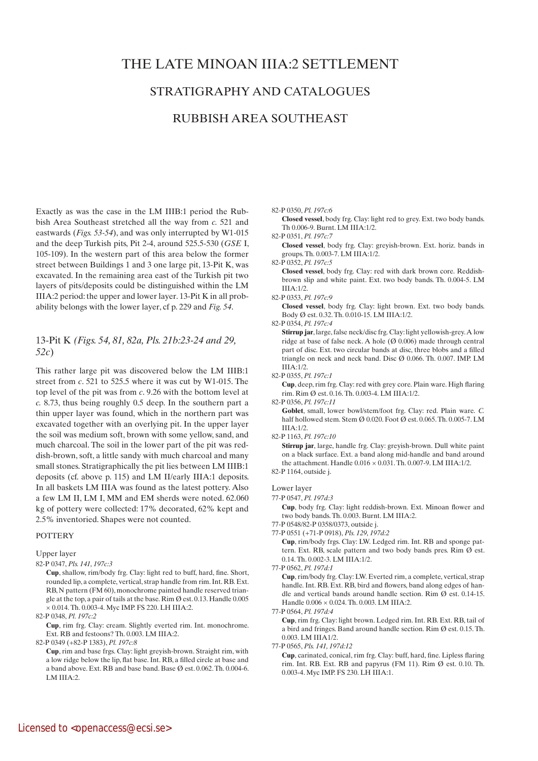# THE LATE MINOAN IIIA:2 SETTLEMENT

## STRATIGRAPHY AND CATALOGUES

## RUBBISH AREA SOUTHEAST

Exactly as was the case in the LM IIIB:1 period the Rubbish Area Southeast stretched all the way from *c.* 521 and eastwards (*Figs. 53-54*), and was only interrupted by W1-015 and the deep Turkish pits, Pit 2-4, around 525.5-530 (*GSE* I, 105-109). In the western part of this area below the former street between Buildings 1 and 3 one large pit, 13-Pit K, was excavated. In the remaining area east of the Turkish pit two layers of pits/deposits could be distinguished within the LM IIIA:2 period: the upper and lower layer. 13-Pit K in all probability belongs with the lower layer, cf p. 229 and *Fig. 54*.

### 13-Pit K *(Figs. 54, 81, 82a, Pls. 21b:23-24 and 29, 52c)*

This rather large pit was discovered below the LM IIIB:1 street from *c*. 521 to 525.5 where it was cut by W1-015. The top level of the pit was from *c*. 9.26 with the bottom level at *c.* 8.73, thus being roughly 0.5 deep. In the southern part a thin upper layer was found, which in the northern part was excavated together with an overlying pit. In the upper layer the soil was medium soft, brown with some yellow, sand, and much charcoal. The soil in the lower part of the pit was reddish-brown, soft, a little sandy with much charcoal and many small stones. Stratigraphically the pit lies between LM IIIB:1 deposits (cf. above p. 115) and LM II/early IIIA:1 deposits. In all baskets LM IIIA was found as the latest pottery. Also a few LM II, LM I, MM and EM sherds were noted. 62.060 kg of pottery were collected: 17% decorated, 62% kept and 2.5% inventoried. Shapes were not counted.

POTTERY

Upper layer

82-P 0347, *Pls. 141, 197c:3*
**Cup**, shallow, rim/body frg. Clay: light red to buff, hard, fine. Short, rounded lip, a complete, vertical, strap handle from rim. Int. RB. Ext. RB, N pattern (FM 60), monochrome painted handle reserved triangle at the top, a pair of tails at the base. Rim Ø est. 0.13. Handle 0.005 × 0.014. Th. 0.003-4. Myc IMP. FS 220. LH IIIA:2.

82-P 0348, *Pl. 197c:2*
**Cup**, rim frg. Clay: cream. Slightly everted rim. Int. monochrome. Ext. RB and festoons? Th. 0.003. LM IIIA:2.

82-P 0349 (+82-P 1383), *Pl. 197c:8*
**Cup**, rim and base frgs. Clay: light greyish-brown. Straight rim, with a low ridge below the lip, flat base. Int. RB, a filled circle at base and a band above. Ext. RB and base band. Base Ø est. 0.062. Th. 0.004-6. LM IIIA:2.

82-P 0350, *Pl. 197c:6*
**Closed vessel**, body frg. Clay: light red to grey. Ext. two body bands. Th 0.006-9. Burnt. LM IIIA:1/2.

82-P 0351, *Pl. 197c:7*
**Closed vessel**, body frg. Clay: greyish-brown. Ext. horiz. bands in groups. Th. 0.003-7. LM IIIA:1/2.

82-P 0352, *Pl. 197c:5*
**Closed vessel**, body frg. Clay: red with dark brown core. Reddish-brown slip and white paint. Ext. two body bands. Th. 0.004-5. LM IIIA:1/2.

82-P 0353, *Pl. 197c:9*
**Closed vessel**, body frg. Clay: light brown. Ext. two body bands. Body Ø est. 0.32. Th. 0.010-15. LM IIIA:1/2.

82-P 0354, *Pl. 197c:4*
**Stirrup jar**, large, false neck/disc frg. Clay: light yellowish-grey. A low ridge at base of false neck. A hole (Ø 0.006) made through central part of disc. Ext. two circular bands at disc, three blobs and a filled triangle on neck and neck band. Disc Ø 0.066. Th. 0.007. IMP. LM IIIA:1/2.

82-P 0355, *Pl. 197c:1*
**Cup**, deep, rim frg. Clay: red with grey core. Plain ware. High flaring rim. Rim Ø est. 0.16. Th. 0.003-4. LM IIIA:1/2.

82-P 0356, *Pl. 197c:11*
**Goblet**, small, lower bowl/stem/foot frg. Clay: red. Plain ware. *C.* half hollowed stem. Stem Ø 0.020. Foot Ø est. 0.065. Th. 0.005-7. LM IIIA:1/2.

82-P 1163, *Pl. 197c:10*
**Stirrup jar**, large, handle frg. Clay: greyish-brown. Dull white paint on a black surface. Ext. a band along mid-handle and band around the attachment. Handle 0.016 × 0.031. Th. 0.007-9. LM IIIA:1/2.

82-P 1164, outside j.

Lower layer

77-P 0547, *Pl. 197d:3*
**Cup**, body frg. Clay: light reddish-brown. Ext. Minoan flower and two body bands. Th. 0.003. Burnt. LM IIIA:2.

77-P 0548/82-P 0358/0373, outside j.

77-P 0551 (+71-P 0918), *Pls. 129, 197d:2*
**Cup**, rim/body frgs. Clay: LW. Ledged rim. Int. RB and sponge pattern. Ext. RB, scale pattern and two body bands pres. Rim Ø est. 0.14. Th. 0.002-3. LM IIIA:1/2.

77-P 0562, *Pl. 197d:1*
**Cup**, rim/body frg. Clay: LW. Everted rim, a complete, vertical, strap handle. Int. RB. Ext. RB, bird and flowers, band along edges of handle and vertical bands around handle section. Rim Ø est. 0.14-15. Handle 0.006 × 0.024. Th. 0.003. LM IIIA:2.

77-P 0564, *Pl. 197d:4*
**Cup**, rim frg. Clay: light brown. Ledged rim. Int. RB. Ext. RB, tail of a bird and fringes. Band around handle section. Rim Ø est. 0.15. Th. 0.003. LM IIIA1/2.

77-P 0565, *Pls. 141, 197d:12*
**Cup**, carinated, conical, rim frg. Clay: buff, hard, fine. Lipless flaring rim. Int. RB. Ext. RB and papyrus (FM 11). Rim Ø est. 0.10. Th. 0.003-4. Myc IMP. FS 230. LH IIIA:1.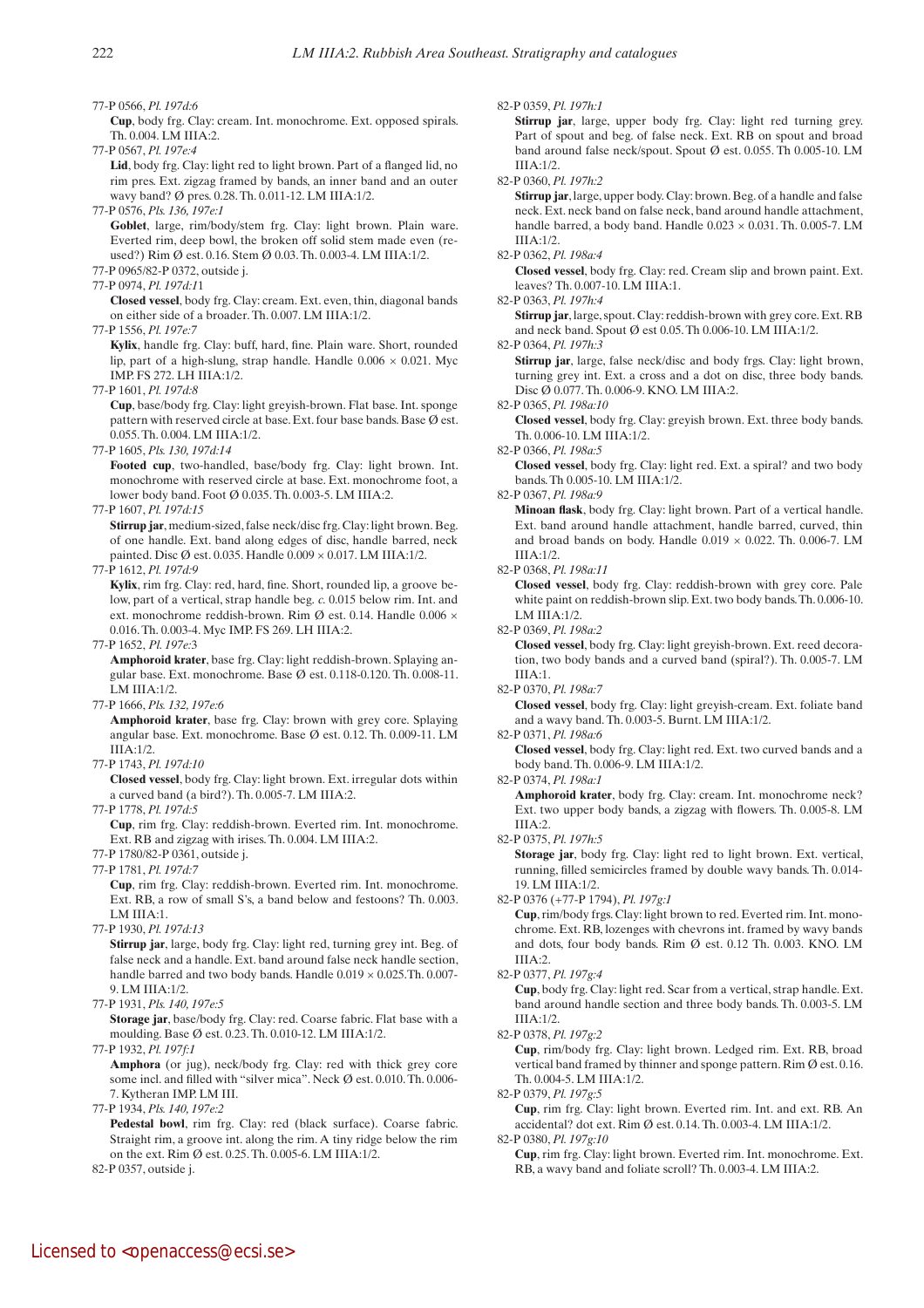77-P 0566, *Pl. 197d:6*

**Cup**, body frg. Clay: cream. Int. monochrome. Ext. opposed spirals. Th. 0.004. LM IIIA:2.

77-P 0567, *Pl. 197e:4*

**Lid**, body frg. Clay: light red to light brown. Part of a flanged lid, no rim pres. Ext. zigzag framed by bands, an inner band and an outer wavy band? Ø pres. 0.28. Th. 0.011-12. LM IIIA:1/2.

77-P 0576, *Pls. 136, 197e:1*

**Goblet**, large, rim/body/stem frg. Clay: light brown. Plain ware. Everted rim, deep bowl, the broken off solid stem made even (reused?) Rim Ø est. 0.16. Stem Ø 0.03. Th. 0.003-4. LM IIIA:1/2.

77-P 0965/82-P 0372, outside j.

77-P 0974, *Pl. 197d:11*

**Closed vessel**, body frg. Clay: cream. Ext. even, thin, diagonal bands on either side of a broader. Th. 0.007. LM IIIA:1/2.

77-P 1556, *Pl. 197e:7*

**Kylix**, handle frg. Clay: buff, hard, fine. Plain ware. Short, rounded lip, part of a high-slung, strap handle. Handle 0.006 × 0.021. Myc IMP. FS 272. LH IIIA:1/2.

77-P 1601, *Pl. 197d:8*

**Cup**, base/body frg. Clay: light greyish-brown. Flat base. Int. sponge pattern with reserved circle at base. Ext. four base bands. Base Ø est. 0.055. Th. 0.004. LM IIIA:1/2.

77-P 1605, *Pls. 130, 197d:14*

**Footed cup**, two-handled, base/body frg. Clay: light brown. Int. monochrome with reserved circle at base. Ext. monochrome foot, a lower body band. Foot Ø 0.035. Th. 0.003-5. LM IIIA:2.

77-P 1607, *Pl. 197d:15*

**Stirrup jar**, medium-sized, false neck/disc frg. Clay: light brown. Beg. of one handle. Ext. band along edges of disc, handle barred, neck painted. Disc Ø est. 0.035. Handle 0.009 × 0.017. LM IIIA:1/2.

77-P 1612, *Pl. 197d:9*

**Kylix**, rim frg. Clay: red, hard, fine. Short, rounded lip, a groove below, part of a vertical, strap handle beg. *c.* 0.015 below rim. Int. and ext. monochrome reddish-brown. Rim Ø est. 0.14. Handle 0.006 × 0.016. Th. 0.003-4. Myc IMP. FS 269. LH IIIA:2.

77-P 1652, *Pl. 197e:3*

**Amphoroid krater**, base frg. Clay: light reddish-brown. Splaying angular base. Ext. monochrome. Base Ø est. 0.118-0.120. Th. 0.008-11. LM IIIA:1/2.

77-P 1666, *Pls. 132, 197e:6*

**Amphoroid krater**, base frg. Clay: brown with grey core. Splaying angular base. Ext. monochrome. Base Ø est. 0.12. Th. 0.009-11. LM IIIA:1/2.

77-P 1743, *Pl. 197d:10*

**Closed vessel**, body frg. Clay: light brown. Ext. irregular dots within a curved band (a bird?). Th. 0.005-7. LM IIIA:2.

77-P 1778, *Pl. 197d:5*

**Cup**, rim frg. Clay: reddish-brown. Everted rim. Int. monochrome. Ext. RB and zigzag with irises. Th. 0.004. LM IIIA:2.

77-P 1780/82-P 0361, outside j.

77-P 1781, *Pl. 197d:7*

**Cup**, rim frg. Clay: reddish-brown. Everted rim. Int. monochrome. Ext. RB, a row of small S's, a band below and festoons? Th. 0.003. LM IIIA:1.

77-P 1930, *Pl. 197d:13*

**Stirrup jar**, large, body frg. Clay: light red, turning grey int. Beg. of false neck and a handle. Ext. band around false neck handle section, handle barred and two body bands. Handle 0.019 × 0.025.Th. 0.007-9. LM IIIA:1/2.

77-P 1931, *Pls. 140, 197e:5*

**Storage jar**, base/body frg. Clay: red. Coarse fabric. Flat base with a moulding. Base Ø est. 0.23. Th. 0.010-12. LM IIIA:1/2.

77-P 1932, *Pl. 197f:1*

**Amphora** (or jug), neck/body frg. Clay: red with thick grey core some incl. and filled with "silver mica". Neck Ø est. 0.010. Th. 0.006-7. Kytheran IMP. LM III.

77-P 1934, *Pls. 140, 197e:2*

**Pedestal bowl**, rim frg. Clay: red (black surface). Coarse fabric. Straight rim, a groove int. along the rim. A tiny ridge below the rim on the ext. Rim Ø est. 0.25. Th. 0.005-6. LM IIIA:1/2.

82-P 0357, outside j.

82-P 0359, *Pl. 197h:1*

**Stirrup jar**, large, upper body frg. Clay: light red turning grey. Part of spout and beg. of false neck. Ext. RB on spout and broad band around false neck/spout. Spout Ø est. 0.055. Th 0.005-10. LM IIIA:1/2.

82-P 0360, *Pl. 197h:2*

**Stirrup jar**, large, upper body. Clay: brown. Beg. of a handle and false neck. Ext. neck band on false neck, band around handle attachment, handle barred, a body band. Handle 0.023 × 0.031. Th. 0.005-7. LM IIIA:1/2.

82-P 0362, *Pl. 198a:4*

**Closed vessel**, body frg. Clay: red. Cream slip and brown paint. Ext. leaves? Th. 0.007-10. LM IIIA:1.

82-P 0363, *Pl. 197h:4*

**Stirrup jar**, large, spout. Clay: reddish-brown with grey core. Ext. RB and neck band. Spout Ø est 0.05. Th 0.006-10. LM IIIA:1/2.

82-P 0364, *Pl. 197h:3*

**Stirrup jar**, large, false neck/disc and body frgs. Clay: light brown, turning grey int. Ext. a cross and a dot on disc, three body bands. Disc Ø 0.077. Th. 0.006-9. KNO. LM IIIA:2.

82-P 0365, *Pl. 198a:10*

**Closed vessel**, body frg. Clay: greyish brown. Ext. three body bands. Th. 0.006-10. LM IIIA:1/2.

82-P 0366, *Pl. 198a:5*

**Closed vessel**, body frg. Clay: light red. Ext. a spiral? and two body bands. Th 0.005-10. LM IIIA:1/2.

82-P 0367, *Pl. 198a:9*

**Minoan flask**, body frg. Clay: light brown. Part of a vertical handle. Ext. band around handle attachment, handle barred, curved, thin and broad bands on body. Handle 0.019 × 0.022. Th. 0.006-7. LM IIIA:1/2.

82-P 0368, *Pl. 198a:11*

**Closed vessel**, body frg. Clay: reddish-brown with grey core. Pale white paint on reddish-brown slip. Ext. two body bands. Th. 0.006-10. LM IIIA:1/2.

82-P 0369, *Pl. 198a:2*

**Closed vessel**, body frg. Clay: light greyish-brown. Ext. reed decoration, two body bands and a curved band (spiral?). Th. 0.005-7. LM IIIA:1.

82-P 0370, *Pl. 198a:7*

**Closed vessel**, body frg. Clay: light greyish-cream. Ext. foliate band and a wavy band. Th. 0.003-5. Burnt. LM IIIA:1/2.

82-P 0371, *Pl. 198a:6*

**Closed vessel**, body frg. Clay: light red. Ext. two curved bands and a body band. Th. 0.006-9. LM IIIA:1/2.

82-P 0374, *Pl. 198a:1*

**Amphoroid krater**, body frg. Clay: cream. Int. monochrome neck? Ext. two upper body bands, a zigzag with flowers. Th. 0.005-8. LM IIIA:2.

82-P 0375, *Pl. 197h:5*

**Storage jar**, body frg. Clay: light red to light brown. Ext. vertical, running, filled semicircles framed by double wavy bands. Th. 0.014-19. LM IIIA:1/2.

82-P 0376 (+77-P 1794), *Pl. 197g:1*

**Cup**, rim/body frgs. Clay: light brown to red. Everted rim. Int. monochrome. Ext. RB, lozenges with chevrons int. framed by wavy bands and dots, four body bands. Rim Ø est. 0.12 Th. 0.003. KNO. LM IIIA:2.

82-P 0377, *Pl. 197g:4*

**Cup**, body frg. Clay: light red. Scar from a vertical, strap handle. Ext. band around handle section and three body bands. Th. 0.003-5. LM IIIA:1/2.

82-P 0378, *Pl. 197g:2*

**Cup**, rim/body frg. Clay: light brown. Ledged rim. Ext. RB, broad vertical band framed by thinner and sponge pattern. Rim Ø est. 0.16. Th. 0.004-5. LM IIIA:1/2.

82-P 0379, *Pl. 197g:5*

**Cup**, rim frg. Clay: light brown. Everted rim. Int. and ext. RB. An accidental? dot ext. Rim Ø est. 0.14. Th. 0.003-4. LM IIIA:1/2.

82-P 0380, *Pl. 197g:10*

**Cup**, rim frg. Clay: light brown. Everted rim. Int. monochrome. Ext. RB, a wavy band and foliate scroll? Th. 0.003-4. LM IIIA:2.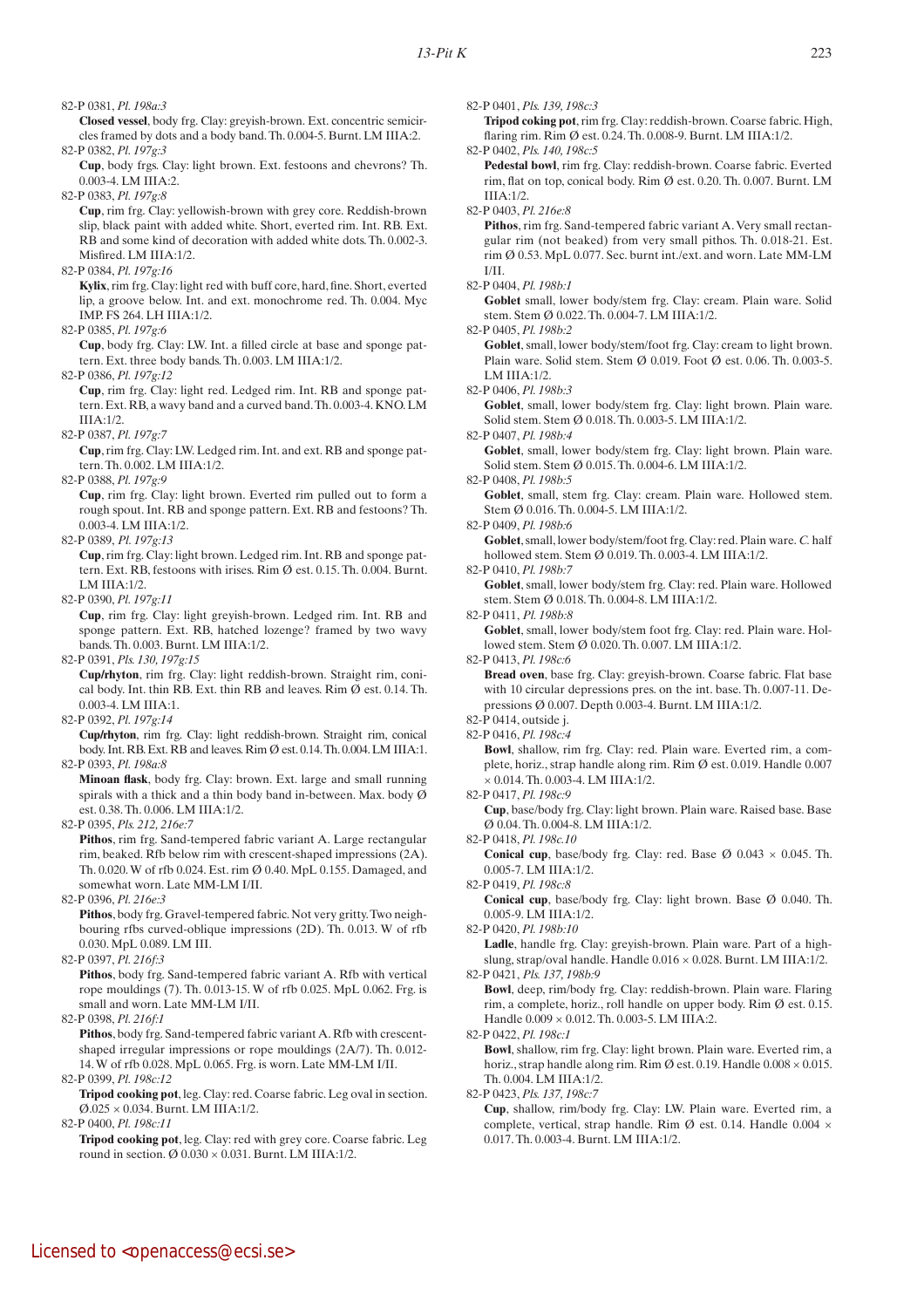82-P 0381, *Pl. 198a:3*

**Closed vessel**, body frg. Clay: greyish-brown. Ext. concentric semicircles framed by dots and a body band. Th. 0.004-5. Burnt. LM IIIA:2.

82-P 0382, *Pl. 197g:3*

**Cup**, body frgs. Clay: light brown. Ext. festoons and chevrons? Th. 0.003-4. LM IIIA:2.

82-P 0383, *Pl. 197g:8*

**Cup**, rim frg. Clay: yellowish-brown with grey core. Reddish-brown slip, black paint with added white. Short, everted rim. Int. RB. Ext. RB and some kind of decoration with added white dots. Th. 0.002-3. Misfired. LM IIIA:1/2.

82-P 0384, *Pl. 197g:16*

**Kylix**, rim frg. Clay: light red with buff core, hard, fine. Short, everted lip, a groove below. Int. and ext. monochrome red. Th. 0.004. Myc IMP. FS 264. LH IIIA:1/2.

82-P 0385, *Pl. 197g:6*

**Cup**, body frg. Clay: LW. Int. a filled circle at base and sponge pattern. Ext. three body bands. Th. 0.003. LM IIIA:1/2.

82-P 0386, *Pl. 197g:12*

**Cup**, rim frg. Clay: light red. Ledged rim. Int. RB and sponge pattern. Ext. RB, a wavy band and a curved band. Th. 0.003-4. KNO. LM IIIA:1/2.

82-P 0387, *Pl. 197g:7*

**Cup**, rim frg. Clay: LW. Ledged rim. Int. and ext. RB and sponge pattern. Th. 0.002. LM IIIA:1/2.

82-P 0388, *Pl. 197g:9*

**Cup**, rim frg. Clay: light brown. Everted rim pulled out to form a rough spout. Int. RB and sponge pattern. Ext. RB and festoons? Th. 0.003-4. LM IIIA:1/2.

82-P 0389, *Pl. 197g:13*

**Cup**, rim frg. Clay: light brown. Ledged rim. Int. RB and sponge pattern. Ext. RB, festoons with irises. Rim Ø est. 0.15. Th. 0.004. Burnt. LM IIIA:1/2.

82-P 0390, *Pl. 197g:11*

**Cup**, rim frg. Clay: light greyish-brown. Ledged rim. Int. RB and sponge pattern. Ext. RB, hatched lozenge? framed by two wavy bands. Th. 0.003. Burnt. LM IIIA:1/2.

82-P 0391, *Pls. 130, 197g:15*

**Cup/rhyton**, rim frg. Clay: light reddish-brown. Straight rim, conical body. Int. thin RB. Ext. thin RB and leaves. Rim Ø est. 0.14. Th. 0.003-4. LM IIIA:1.

82-P 0392, *Pl. 197g:14*

**Cup/rhyton**, rim frg. Clay: light reddish-brown. Straight rim, conical body. Int. RB. Ext. RB and leaves. Rim Ø est. 0.14. Th. 0.004. LM IIIA:1.

82-P 0393, *Pl. 198a:8*

**Minoan flask**, body frg. Clay: brown. Ext. large and small running spirals with a thick and a thin body band in-between. Max. body Ø est. 0.38. Th. 0.006. LM IIIA:1/2.

82-P 0395, *Pls. 212, 216e:7*

**Pithos**, rim frg. Sand-tempered fabric variant A. Large rectangular rim, beaked. Rfb below rim with crescent-shaped impressions (2A). Th. 0.020. W of rfb 0.024. Est. rim Ø 0.40. MpL 0.155. Damaged, and somewhat worn. Late MM-LM I/II.

82-P 0396, *Pl. 216e:3*

**Pithos**, body frg. Gravel-tempered fabric. Not very gritty. Two neighbouring rfbs curved-oblique impressions (2D). Th. 0.013. W of rfb 0.030. MpL 0.089. LM III.

82-P 0397, *Pl. 216f:3*

**Pithos**, body frg. Sand-tempered fabric variant A. Rfb with vertical rope mouldings (7). Th. 0.013-15. W of rfb 0.025. MpL 0.062. Frg. is small and worn. Late MM-LM I/II.

82-P 0398, *Pl. 216f:1*

**Pithos**, body frg. Sand-tempered fabric variant A. Rfb with crescent-shaped irregular impressions or rope mouldings (2A/7). Th. 0.012-14. W of rfb 0.028. MpL 0.065. Frg. is worn. Late MM-LM I/II.

82-P 0399, *Pl. 198c:12*

**Tripod cooking pot**, leg. Clay: red. Coarse fabric. Leg oval in section. Ø.025 × 0.034. Burnt. LM IIIA:1/2.

82-P 0400, *Pl. 198c:11*

**Tripod cooking pot**, leg. Clay: red with grey core. Coarse fabric. Leg round in section. Ø 0.030 × 0.031. Burnt. LM IIIA:1/2.

82-P 0401, *Pls. 139, 198c:3*

**Tripod coking pot**, rim frg. Clay: reddish-brown. Coarse fabric. High, flaring rim. Rim Ø est. 0.24. Th. 0.008-9. Burnt. LM IIIA:1/2.

82-P 0402, *Pls. 140, 198c:5*

**Pedestal bowl**, rim frg. Clay: reddish-brown. Coarse fabric. Everted rim, flat on top, conical body. Rim Ø est. 0.20. Th. 0.007. Burnt. LM IIIA:1/2.

82-P 0403, *Pl. 216e:8*

**Pithos**, rim frg. Sand-tempered fabric variant A. Very small rectangular rim (not beaked) from very small pithos. Th. 0.018-21. Est. rim Ø 0.53. MpL 0.077. Sec. burnt int./ext. and worn. Late MM-LM I/II.

82-P 0404, *Pl. 198b:1*

**Goblet** small, lower body/stem frg. Clay: cream. Plain ware. Solid stem. Stem Ø 0.022. Th. 0.004-7. LM IIIA:1/2.

82-P 0405, *Pl. 198b:2*

**Goblet**, small, lower body/stem/foot frg. Clay: cream to light brown. Plain ware. Solid stem. Stem Ø 0.019. Foot Ø est. 0.06. Th. 0.003-5. LM IIIA:1/2.

82-P 0406, *Pl. 198b:3*

**Goblet**, small, lower body/stem frg. Clay: light brown. Plain ware. Solid stem. Stem Ø 0.018. Th. 0.003-5. LM IIIA:1/2.

82-P 0407, *Pl. 198b:4*

**Goblet**, small, lower body/stem frg. Clay: light brown. Plain ware. Solid stem. Stem Ø 0.015. Th. 0.004-6. LM IIIA:1/2.

82-P 0408, *Pl. 198b:5*

**Goblet**, small, stem frg. Clay: cream. Plain ware. Hollowed stem. Stem Ø 0.016. Th. 0.004-5. LM IIIA:1/2.

82-P 0409, *Pl. 198b:6*

**Goblet**, small, lower body/stem/foot frg. Clay: red. Plain ware. *C.* half hollowed stem. Stem Ø 0.019. Th. 0.003-4. LM IIIA:1/2.

82-P 0410, *Pl. 198b:7*

**Goblet**, small, lower body/stem frg. Clay: red. Plain ware. Hollowed stem. Stem Ø 0.018. Th. 0.004-8. LM IIIA:1/2.

82-P 0411, *Pl. 198b:8*

**Goblet**, small, lower body/stem foot frg. Clay: red. Plain ware. Hollowed stem. Stem Ø 0.020. Th. 0.007. LM IIIA:1/2.

82-P 0413, *Pl. 198c:6*

**Bread oven**, base frg. Clay: greyish-brown. Coarse fabric. Flat base with 10 circular depressions pres. on the int. base. Th. 0.007-11. Depressions Ø 0.007. Depth 0.003-4. Burnt. LM IIIA:1/2.

82-P 0414, outside j.

82-P 0416, *Pl. 198c:4*

**Bowl**, shallow, rim frg. Clay: red. Plain ware. Everted rim, a complete, horiz., strap handle along rim. Rim Ø est. 0.019. Handle 0.007 × 0.014. Th. 0.003-4. LM IIIA:1/2.

82-P 0417, *Pl. 198c:9*

**Cup**, base/body frg. Clay: light brown. Plain ware. Raised base. Base Ø 0.04. Th. 0.004-8. LM IIIA:1/2.

82-P 0418, *Pl. 198c.10*

**Conical cup**, base/body frg. Clay: red. Base Ø 0.043 × 0.045. Th. 0.005-7. LM IIIA:1/2.

82-P 0419, *Pl. 198c:8*

**Conical cup**, base/body frg. Clay: light brown. Base Ø 0.040. Th. 0.005-9. LM IIIA:1/2.

82-P 0420, *Pl. 198b:10*

**Ladle**, handle frg. Clay: greyish-brown. Plain ware. Part of a high-slung, strap/oval handle. Handle 0.016 × 0.028. Burnt. LM IIIA:1/2.

82-P 0421, *Pls. 137, 198b:9*

**Bowl**, deep, rim/body frg. Clay: reddish-brown. Plain ware. Flaring rim, a complete, horiz., roll handle on upper body. Rim Ø est. 0.15. Handle 0.009 × 0.012. Th. 0.003-5. LM IIIA:2.

82-P 0422, *Pl. 198c:2*

**Bowl**, shallow, rim frg. Clay: light brown. Plain ware. Everted rim, a horiz., strap handle along rim. Rim Ø est. 0.19. Handle 0.008 × 0.015. Th. 0.004. LM IIIA:1/2.

82-P 0423, *Pls. 137, 198c:7*

**Cup**, shallow, rim/body frg. Clay: LW. Plain ware. Everted rim, a complete, vertical, strap handle. Rim Ø est. 0.14. Handle 0.004 × 0.017. Th. 0.003-4. Burnt. LM IIIA:1/2.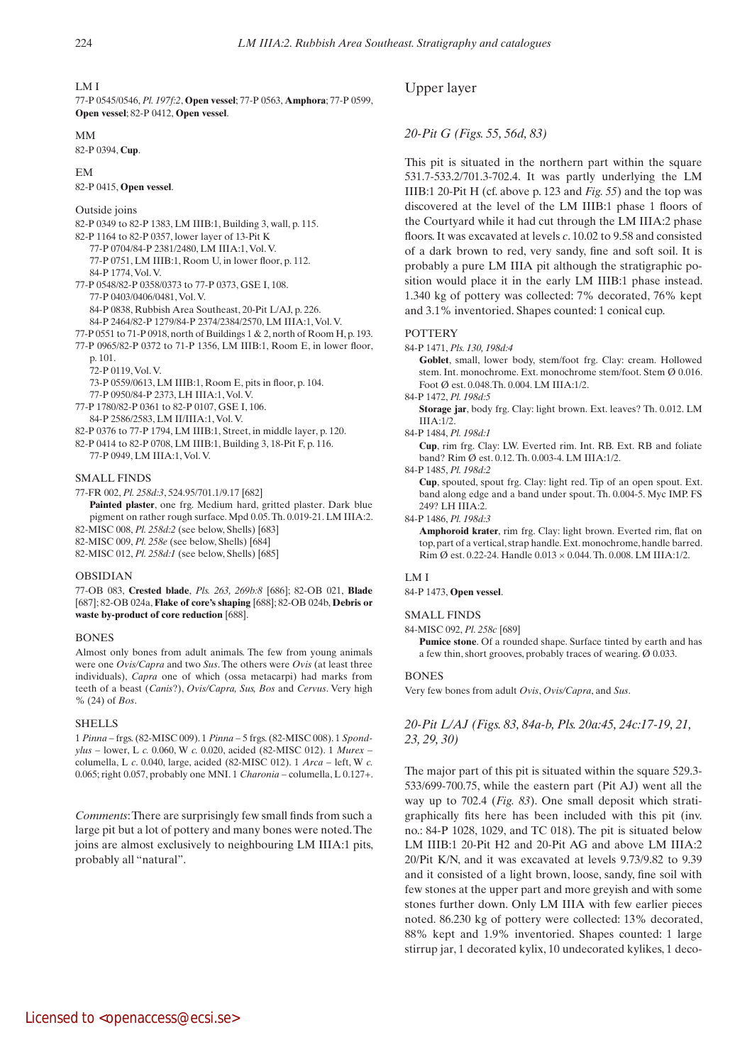LM I

77-P 0545/0546, *Pl. 197f:2*, **Open vessel**; 77-P 0563, **Amphora**; 77-P 0599, **Open vessel**; 82-P 0412, **Open vessel**.

MM

82-P 0394, **Cup**.

EM

82-P 0415, **Open vessel**.

Outside joins

82-P 0349 to 82-P 1383, LM IIIB:1, Building 3, wall, p. 115.
82-P 1164 to 82-P 0357, lower layer of 13-Pit K
 77-P 0704/84-P 2381/2480, LM IIIA:1, Vol. V.
 77-P 0751, LM IIIB:1, Room U, in lower floor, p. 112.
 84-P 1774, Vol. V.
77-P 0548/82-P 0358/0373 to 77-P 0373, GSE I, 108.
 77-P 0403/0406/0481, Vol. V.
 84-P 0838, Rubbish Area Southeast, 20-Pit L/AJ, p. 226.
 84-P 2464/82-P 1279/84-P 2374/2384/2570, LM IIIA:1, Vol. V.
77-P 0551 to 71-P 0918, north of Buildings 1 & 2, north of Room H, p. 193.
77-P 0965/82-P 0372 to 71-P 1356, LM IIIB:1, Room E, in lower floor, p. 101.
 72-P 0119, Vol. V.
 73-P 0559/0613, LM IIIB:1, Room E, pits in floor, p. 104.
 77-P 0950/84-P 2373, LH IIIA:1, Vol. V.
77-P 1780/82-P 0361 to 82-P 0107, GSE I, 106.
 84-P 2586/2583, LM II/IIIA:1, Vol. V.
82-P 0376 to 77-P 1794, LM IIIB:1, Street, in middle layer, p. 120.
82-P 0414 to 82-P 0708, LM IIIB:1, Building 3, 18-Pit F, p. 116.
 77-P 0949, LM IIIA:1, Vol. V.

SMALL FINDS

77-FR 002, *Pl. 258d:3*, 524.95/701.1/9.17 [682]
 **Painted plaster**, one frg. Medium hard, gritted plaster. Dark blue pigment on rather rough surface. Mpd 0.05. Th. 0.019-21. LM IIIA:2.
82-MISC 008, *Pl. 258d:2* (see below, Shells) [683]
82-MISC 009, *Pl. 258e* (see below, Shells) [684]
82-MISC 012, *Pl. 258d:1* (see below, Shells) [685]

OBSIDIAN

77-OB 083, **Crested blade**, *Pls. 263, 269b:8* [686]; 82-OB 021, **Blade** [687]; 82-OB 024a, **Flake of core's shaping** [688]; 82-OB 024b, **Debris or waste by-product of core reduction** [688].

BONES

Almost only bones from adult animals. The few from young animals were one *Ovis/Capra* and two *Sus*. The others were *Ovis* (at least three individuals), *Capra* one of which (ossa metacarpi) had marks from teeth of a beast (*Canis*?), *Ovis/Capra, Sus, Bos* and *Cervus*. Very high % (24) of *Bos*.

SHELLS

1 *Pinna* – frgs. (82-MISC 009). 1 *Pinna* – 5 frgs. (82-MISC 008). 1 *Spondylus* – lower, L *c.* 0.060, W *c.* 0.020, acided (82-MISC 012). 1 *Murex* – columella, L *c.* 0.040, large, acided (82-MISC 012). 1 *Arca* – left, W *c.* 0.065; right 0.057, probably one MNI. 1 *Charonia* – columella, L 0.127+.

*Comments*: There are surprisingly few small finds from such a large pit but a lot of pottery and many bones were noted. The joins are almost exclusively to neighbouring LM IIIA:1 pits, probably all "natural".

## Upper layer

### *20-Pit G (Figs. 55, 56d, 83)*

This pit is situated in the northern part within the square 531.7-533.2/701.3-702.4. It was partly underlying the LM IIIB:1 20-Pit H (cf. above p. 123 and *Fig. 55*) and the top was discovered at the level of the LM IIIB:1 phase 1 floors of the Courtyard while it had cut through the LM IIIA:2 phase floors. It was excavated at levels *c*. 10.02 to 9.58 and consisted of a dark brown to red, very sandy, fine and soft soil. It is probably a pure LM IIIA pit although the stratigraphic position would place it in the early LM IIIB:1 phase instead. 1.340 kg of pottery was collected: 7% decorated, 76% kept and 3.1% inventoried. Shapes counted: 1 conical cup.

POTTERY

84-P 1471, *Pls. 130, 198d:4*
 **Goblet**, small, lower body, stem/foot frg. Clay: cream. Hollowed stem. Int. monochrome. Ext. monochrome stem/foot. Stem Ø 0.016. Foot Ø est. 0.048. Th. 0.004. LM IIIA:1/2.
84-P 1472, *Pl. 198d:5*
 **Storage jar**, body frg. Clay: light brown. Ext. leaves? Th. 0.012. LM IIIA:1/2.
84-P 1484, *Pl. 198d:1*
 **Cup**, rim frg. Clay: LW. Everted rim. Int. RB. Ext. RB and foliate band? Rim Ø est. 0.12. Th. 0.003-4. LM IIIA:1/2.
84-P 1485, *Pl. 198d:2*
 **Cup**, spouted, spout frg. Clay: light red. Tip of an open spout. Ext. band along edge and a band under spout. Th. 0.004-5. Myc IMP. FS 249? LH IIIA:2.
84-P 1486, *Pl. 198d:3*
 **Amphoroid krater**, rim frg. Clay: light brown. Everted rim, flat on top, part of a vertical, strap handle. Ext. monochrome, handle barred. Rim Ø est. 0.22-24. Handle 0.013 × 0.044. Th. 0.008. LM IIIA:1/2.

LM I

84-P 1473, **Open vessel**.

SMALL FINDS

84-MISC 092, *Pl. 258c* [689]
 **Pumice stone**. Of a rounded shape. Surface tinted by earth and has a few thin, short grooves, probably traces of wearing. Ø 0.033.

BONES

Very few bones from adult *Ovis*, *Ovis/Capra*, and *Sus*.

### *20-Pit L/AJ (Figs. 83, 84a-b, Pls. 20a:45, 24c:17-19, 21, 23, 29, 30)*

The major part of this pit is situated within the square 529.3-533/699-700.75, while the eastern part (Pit AJ) went all the way up to 702.4 (*Fig. 83*). One small deposit which stratigraphically fits here has been included with this pit (inv. no.: 84-P 1028, 1029, and TC 018). The pit is situated below LM IIIB:1 20-Pit H2 and 20-Pit AG and above LM IIIA:2 20/Pit K/N, and it was excavated at levels 9.73/9.82 to 9.39 and it consisted of a light brown, loose, sandy, fine soil with few stones at the upper part and more greyish and with some stones further down. Only LM IIIA with few earlier pieces noted. 86.230 kg of pottery were collected: 13% decorated, 88% kept and 1.9% inventoried. Shapes counted: 1 large stirrup jar, 1 decorated kylix, 10 undecorated kylikes, 1 deco-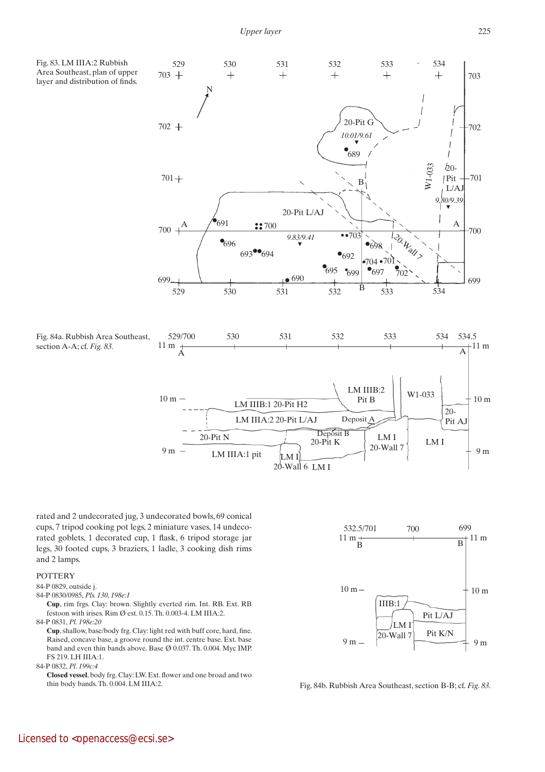Fig. 83. LM IIIA:2 Rubbish Area Southeast, plan of upper layer and distribution of finds.

Fig. 84a. Rubbish Area Southeast, section A-A; cf. *Fig. 83.*

rated and 2 undecorated jug, 3 undecorated bowls, 69 conical cups, 7 tripod cooking pot legs, 2 miniature vases, 14 undecorated goblets, 1 decorated cup, 1 flask, 6 tripod storage jar legs, 30 footed cups, 3 braziers, 1 ladle, 3 cooking dish rims and 2 lamps.

POTTERY

84-P 0829, outside j.

84-P 0830/0985, *Pls. 130, 198e:1*

**Cup**, rim frgs. Clay: brown. Slightly everted rim. Int. RB. Ext. RB festoon with irises. Rim Ø est. 0.15. Th. 0.003-4. LM IIIA:2.

84-P 0831, *Pl. 198e:20*

**Cup**, shallow, base/body frg. Clay: light red with buff core, hard, fine. Raised, concave base, a groove round the int. centre base. Ext. base band and even thin bands above. Base Ø 0.037. Th. 0.004. Myc IMP. FS 219. LH IIIA:1.

84-P 0832, *Pl. 199c:4*

**Closed vessel**, body frg. Clay: LW. Ext. flower and one broad and two thin body bands. Th. 0.004. LM IIIA:2.

Fig. 84b. Rubbish Area Southeast, section B-B; cf. *Fig. 83.*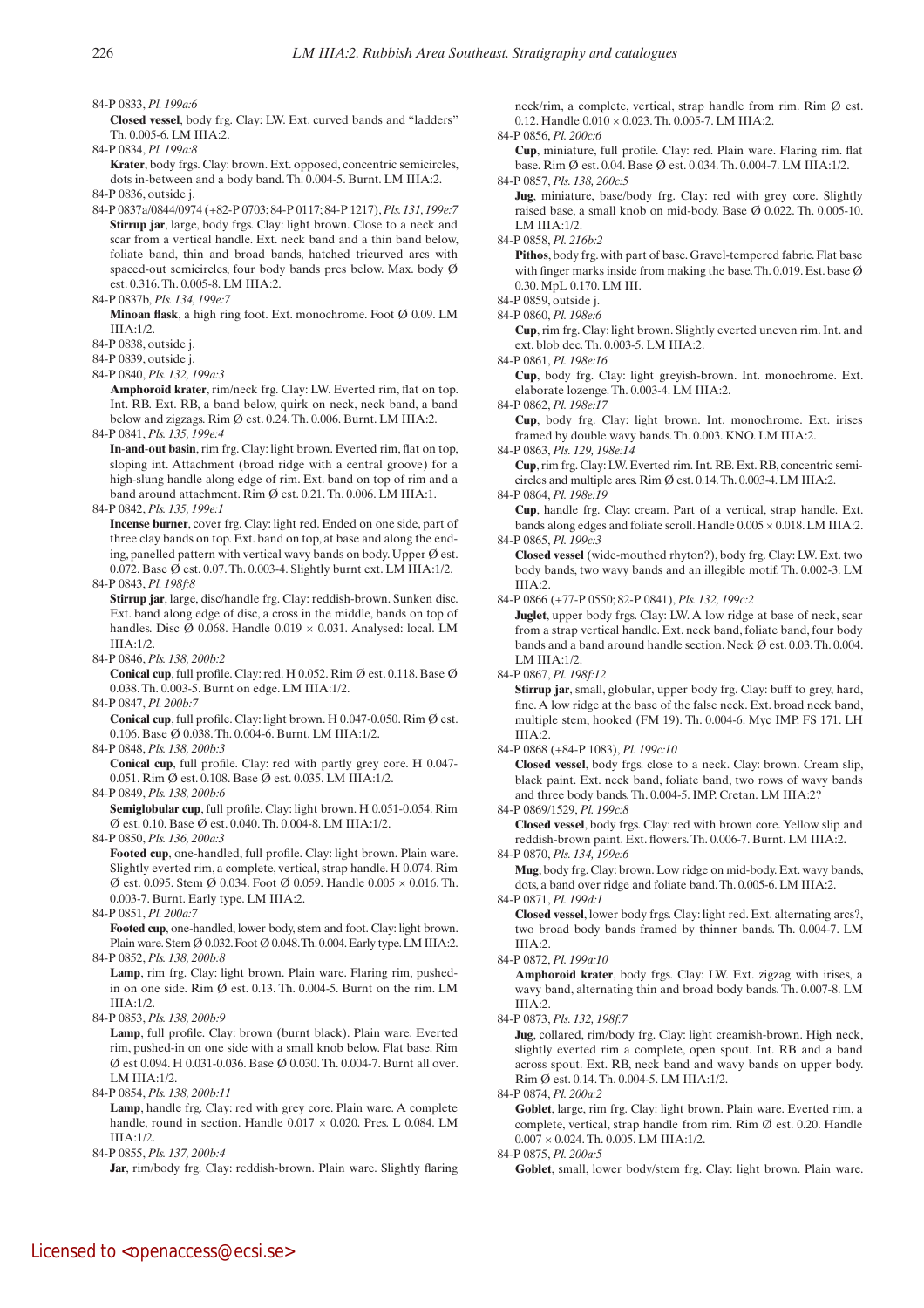84-P 0833, *Pl. 199a:6*

**Closed vessel**, body frg. Clay: LW. Ext. curved bands and "ladders" Th. 0.005-6. LM IIIA:2.

84-P 0834, *Pl. 199a:8*

**Krater**, body frgs. Clay: brown. Ext. opposed, concentric semicircles, dots in-between and a body band. Th. 0.004-5. Burnt. LM IIIA:2.

84-P 0836, outside j.

84-P 0837a/0844/0974 (+82-P 0703; 84-P 0117; 84-P 1217), *Pls. 131, 199e:7*

**Stirrup jar**, large, body frgs. Clay: light brown. Close to a neck and scar from a vertical handle. Ext. neck band and a thin band below, foliate band, thin and broad bands, hatched tricurved arcs with spaced-out semicircles, four body bands pres below. Max. body Ø est. 0.316. Th. 0.005-8. LM IIIA:2.

84-P 0837b, *Pls. 134, 199e:7*

**Minoan flask**, a high ring foot. Ext. monochrome. Foot Ø 0.09. LM IIIA:1/2.

84-P 0838, outside j.

84-P 0839, outside j.

84-P 0840, *Pls. 132, 199a:3*

**Amphoroid krater**, rim/neck frg. Clay: LW. Everted rim, flat on top. Int. RB. Ext. RB, a band below, quirk on neck, neck band, a band below and zigzags. Rim Ø est. 0.24. Th. 0.006. Burnt. LM IIIA:2.

84-P 0841, *Pls. 135, 199e:4*

**In-and-out basin**, rim frg. Clay: light brown. Everted rim, flat on top, sloping int. Attachment (broad ridge with a central groove) for a high-slung handle along edge of rim. Ext. band on top of rim and a band around attachment. Rim Ø est. 0.21. Th. 0.006. LM IIIA:1.

84-P 0842, *Pls. 135, 199e:1*

**Incense burner**, cover frg. Clay: light red. Ended on one side, part of three clay bands on top. Ext. band on top, at base and along the ending, panelled pattern with vertical wavy bands on body. Upper Ø est. 0.072. Base Ø est. 0.07. Th. 0.003-4. Slightly burnt ext. LM IIIA:1/2.

84-P 0843, *Pl. 198f:8*

**Stirrup jar**, large, disc/handle frg. Clay: reddish-brown. Sunken disc. Ext. band along edge of disc, a cross in the middle, bands on top of handles. Disc Ø 0.068. Handle 0.019 × 0.031. Analysed: local. LM IIIA:1/2.

84-P 0846, *Pls. 138, 200b:2*

**Conical cup**, full profile. Clay: red. H 0.052. Rim Ø est. 0.118. Base Ø 0.038. Th. 0.003-5. Burnt on edge. LM IIIA:1/2.

84-P 0847, *Pl. 200b:7*

**Conical cup**, full profile. Clay: light brown. H 0.047-0.050. Rim Ø est. 0.106. Base Ø 0.038. Th. 0.004-6. Burnt. LM IIIA:1/2.

84-P 0848, *Pls. 138, 200b:3*

**Conical cup**, full profile. Clay: red with partly grey core. H 0.047-0.051. Rim Ø est. 0.108. Base Ø est. 0.035. LM IIIA:1/2.

84-P 0849, *Pls. 138, 200b:6*

**Semiglobular cup**, full profile. Clay: light brown. H 0.051-0.054. Rim Ø est. 0.10. Base Ø est. 0.040. Th. 0.004-8. LM IIIA:1/2.

84-P 0850, *Pls. 136, 200a:3*

**Footed cup**, one-handled, full profile. Clay: light brown. Plain ware. Slightly everted rim, a complete, vertical, strap handle. H 0.074. Rim Ø est. 0.095. Stem Ø 0.034. Foot Ø 0.059. Handle 0.005 × 0.016. Th. 0.003-7. Burnt. Early type. LM IIIA:2.

84-P 0851, *Pl. 200a:7*

**Footed cup**, one-handled, lower body, stem and foot. Clay: light brown. Plain ware. Stem Ø 0.032. Foot Ø 0.048. Th. 0.004. Early type. LM IIIA:2.

84-P 0852, *Pls. 138, 200b:8*

**Lamp**, rim frg. Clay: light brown. Plain ware. Flaring rim, pushed-in on one side. Rim Ø est. 0.13. Th. 0.004-5. Burnt on the rim. LM IIIA:1/2.

84-P 0853, *Pls. 138, 200b:9*

**Lamp**, full profile. Clay: brown (burnt black). Plain ware. Everted rim, pushed-in on one side with a small knob below. Flat base. Rim Ø est 0.094. H 0.031-0.036. Base Ø 0.030. Th. 0.004-7. Burnt all over. LM IIIA:1/2.

84-P 0854, *Pls. 138, 200b:11*

**Lamp**, handle frg. Clay: red with grey core. Plain ware. A complete handle, round in section. Handle 0.017 × 0.020. Pres. L 0.084. LM IIIA:1/2.

84-P 0855, *Pls. 137, 200b:4*

**Jar**, rim/body frg. Clay: reddish-brown. Plain ware. Slightly flaring neck/rim, a complete, vertical, strap handle from rim. Rim Ø est. 0.12. Handle 0.010 × 0.023. Th. 0.005-7. LM IIIA:2.

84-P 0856, *Pl. 200c:6*

**Cup**, miniature, full profile. Clay: red. Plain ware. Flaring rim. flat base. Rim Ø est. 0.04. Base Ø est. 0.034. Th. 0.004-7. LM IIIA:1/2.

84-P 0857, *Pls. 138, 200c:5*

**Jug**, miniature, base/body frg. Clay: red with grey core. Slightly raised base, a small knob on mid-body. Base Ø 0.022. Th. 0.005-10. LM IIIA:1/2.

84-P 0858, *Pl. 216b:2*

**Pithos**, body frg. with part of base. Gravel-tempered fabric. Flat base with finger marks inside from making the base. Th. 0.019. Est. base Ø 0.30. MpL 0.170. LM III.

84-P 0859, outside j.

84-P 0860, *Pl. 198e:6*

**Cup**, rim frg. Clay: light brown. Slightly everted uneven rim. Int. and ext. blob dec. Th. 0.003-5. LM IIIA:2.

84-P 0861, *Pl. 198e:16*

**Cup**, body frg. Clay: light greyish-brown. Int. monochrome. Ext. elaborate lozenge. Th. 0.003-4. LM IIIA:2.

84-P 0862, *Pl. 198e:17*

**Cup**, body frg. Clay: light brown. Int. monochrome. Ext. irises framed by double wavy bands. Th. 0.003. KNO. LM IIIA:2.

84-P 0863, *Pls. 129, 198e:14*

**Cup**, rim frg. Clay: LW. Everted rim. Int. RB. Ext. RB, concentric semicircles and multiple arcs. Rim Ø est. 0.14. Th. 0.003-4. LM IIIA:2.

84-P 0864, *Pl. 198e:19*

**Cup**, handle frg. Clay: cream. Part of a vertical, strap handle. Ext. bands along edges and foliate scroll. Handle 0.005 × 0.018. LM IIIA:2.

84-P 0865, *Pl. 199c:3*

**Closed vessel** (wide-mouthed rhyton?), body frg. Clay: LW. Ext. two body bands, two wavy bands and an illegible motif. Th. 0.002-3. LM IIIA:2.

84-P 0866 (+77-P 0550; 82-P 0841), *Pls. 132, 199c:2*

**Juglet**, upper body frgs. Clay: LW. A low ridge at base of neck, scar from a strap vertical handle. Ext. neck band, foliate band, four body bands and a band around handle section. Neck Ø est. 0.03. Th. 0.004. LM IIIA:1/2.

84-P 0867, *Pl. 198f:12*

**Stirrup jar**, small, globular, upper body frg. Clay: buff to grey, hard, fine. A low ridge at the base of the false neck. Ext. broad neck band, multiple stem, hooked (FM 19). Th. 0.004-6. Myc IMP. FS 171. LH IIIA:2.

84-P 0868 (+84-P 1083), *Pl. 199c:10*

**Closed vessel**, body frgs. close to a neck. Clay: brown. Cream slip, black paint. Ext. neck band, foliate band, two rows of wavy bands and three body bands. Th. 0.004-5. IMP. Cretan. LM IIIA:2?

84-P 0869/1529, *Pl. 199c:8*

**Closed vessel**, body frgs. Clay: red with brown core. Yellow slip and reddish-brown paint. Ext. flowers. Th. 0.006-7. Burnt. LM IIIA:2.

84-P 0870, *Pls. 134, 199e:6*

**Mug**, body frg. Clay: brown. Low ridge on mid-body. Ext. wavy bands, dots, a band over ridge and foliate band. Th. 0.005-6. LM IIIA:2.

84-P 0871, *Pl. 199d:1*

**Closed vessel**, lower body frgs. Clay: light red. Ext. alternating arcs?, two broad body bands framed by thinner bands. Th. 0.004-7. LM IIIA:2.

84-P 0872, *Pl. 199a:10*

**Amphoroid krater**, body frgs. Clay: LW. Ext. zigzag with irises, a wavy band, alternating thin and broad body bands. Th. 0.007-8. LM IIIA:2.

84-P 0873, *Pls. 132, 198f:7*

**Jug**, collared, rim/body frg. Clay: light creamish-brown. High neck, slightly everted rim a complete, open spout. Int. RB and a band across spout. Ext. RB, neck band and wavy bands on upper body. Rim Ø est. 0.14. Th. 0.004-5. LM IIIA:1/2.

84-P 0874, *Pl. 200a:2*

**Goblet**, large, rim frg. Clay: light brown. Plain ware. Everted rim, a complete, vertical, strap handle from rim. Rim Ø est. 0.20. Handle 0.007 × 0.024. Th. 0.005. LM IIIA:1/2.

84-P 0875, *Pl. 200a:5*

**Goblet**, small, lower body/stem frg. Clay: light brown. Plain ware.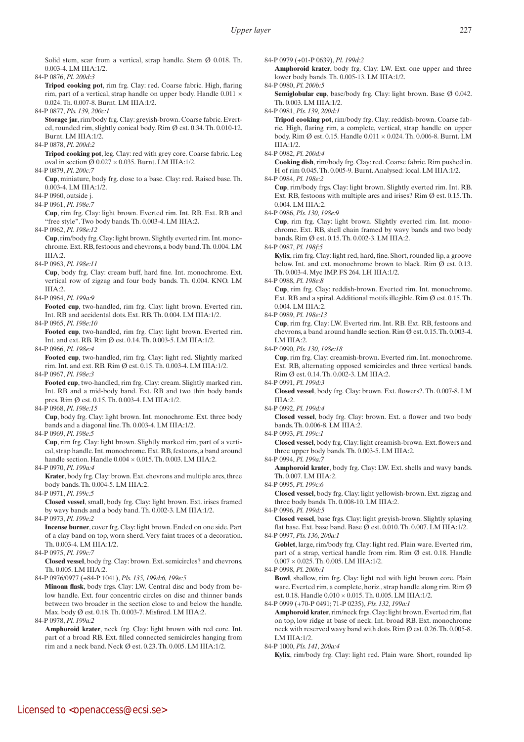Solid stem, scar from a vertical, strap handle. Stem Ø 0.018. Th. 0.003-4. LM IIIA:1/2.

84-P 0876, *Pl. 200d:3*

**Tripod cooking pot**, rim frg. Clay: red. Coarse fabric. High, flaring rim, part of a vertical, strap handle on upper body. Handle 0.011 × 0.024. Th. 0.007-8. Burnt. LM IIIA:1/2.

84-P 0877, *Pls. 139, 200c:1*

**Storage jar**, rim/body frg. Clay: greyish-brown. Coarse fabric. Everted, rounded rim, slightly conical body. Rim Ø est. 0.34. Th. 0.010-12. Burnt. LM IIIA:1/2.

84-P 0878, *Pl. 200d:2*

**Tripod cooking pot**, leg. Clay: red with grey core. Coarse fabric. Leg oval in section Ø 0.027 × 0.035. Burnt. LM IIIA:1/2.

84-P 0879, *Pl. 200c:7*

**Cup**, miniature, body frg. close to a base. Clay: red. Raised base. Th. 0.003-4. LM IIIA:1/2.

84-P 0960, outside j.

84-P 0961, *Pl. 198e:7*

**Cup**, rim frg. Clay: light brown. Everted rim. Int. RB. Ext. RB and "free style". Two body bands. Th. 0.003-4. LM IIIA:2.

84-P 0962, *Pl. 198e:12*

**Cup**, rim/body frg. Clay: light brown. Slightly everted rim. Int. monochrome. Ext. RB, festoons and chevrons, a body band. Th. 0.004. LM IIIA:2.

84-P 0963, *Pl. 198e:11*

**Cup**, body frg. Clay: cream buff, hard fine. Int. monochrome. Ext. vertical row of zigzag and four body bands. Th. 0.004. KNO. LM IIIA:2.

84-P 0964, *Pl. 199a:9*

**Footed cup**, two-handled, rim frg. Clay: light brown. Everted rim. Int. RB and accidental dots. Ext. RB. Th. 0.004. LM IIIA:1/2.

84-P 0965, *Pl. 198e:10*

**Footed cup**, two-handled, rim frg. Clay: light brown. Everted rim. Int. and ext. RB. Rim Ø est. 0.14. Th. 0.003-5. LM IIIA:1/2.

84-P 0966, *Pl. 198e:4*

**Footed cup**, two-handled, rim frg. Clay: light red. Slightly marked rim. Int. and ext. RB. Rim Ø est. 0.15. Th. 0.003-4. LM IIIA:1/2.

84-P 0967, *Pl. 198e:3*

**Footed cup**, two-handled, rim frg. Clay: cream. Slightly marked rim. Int. RB and a mid-body band. Ext. RB and two thin body bands pres. Rim Ø est. 0.15. Th. 0.003-4. LM IIIA:1/2.

84-P 0968, *Pl. 198e:15*

**Cup**, body frg. Clay: light brown. Int. monochrome. Ext. three body bands and a diagonal line. Th. 0.003-4. LM IIIA:1/2.

84-P 0969, *Pl. 198e:5*

**Cup**, rim frg. Clay: light brown. Slightly marked rim, part of a vertical, strap handle. Int. monochrome. Ext. RB, festoons, a band around handle section. Handle 0.004 × 0.015. Th. 0.003. LM IIIA:2.

84-P 0970, *Pl. 199a:4*

**Krater**, body frg. Clay: brown. Ext. chevrons and multiple arcs, three body bands. Th. 0.004-5. LM IIIA:2.

84-P 0971, *Pl. 199c:5*

**Closed vessel**, small, body frg. Clay: light brown. Ext. irises framed by wavy bands and a body band. Th. 0.002-3. LM IIIA:1/2.

84-P 0973, *Pl. 199e:2*

**Incense burner**, cover frg. Clay: light brown. Ended on one side. Part of a clay band on top, worn sherd. Very faint traces of a decoration. Th. 0.003-4. LM IIIA:1/2.

84-P 0975, *Pl. 199c:7*

**Closed vessel**, body frg. Clay: brown. Ext. semicircles? and chevrons. Th. 0.005. LM IIIA:2.

84-P 0976/0977 (+84-P 1041), *Pls. 135, 199d:6, 199e:5*

**Minoan flask**, body frgs. Clay: LW. Central disc and body from below handle. Ext. four concentric circles on disc and thinner bands between two broader in the section close to and below the handle. Max. body Ø est. 0.18. Th. 0.003-7. Misfired. LM IIIA:2.

84-P 0978, *Pl. 199a:2*

**Amphoroid krater**, neck frg. Clay: light brown with red core. Int. part of a broad RB. Ext. filled connected semicircles hanging from rim and a neck band. Neck Ø est. 0.23. Th. 0.005. LM IIIA:1/2.

84-P 0979 (+01-P 0639), *Pl. 199d:2*

**Amphoroid krater**, body frg. Clay: LW. Ext. one upper and three lower body bands. Th. 0.005-13. LM IIIA:1/2.

84-P 0980, *Pl. 200b:5*

**Semiglobular cup**, base/body frg. Clay: light brown. Base Ø 0.042. Th. 0.003. LM IIIA:1/2.

84-P 0981, *Pls. 139, 200d:1*

**Tripod cooking pot**, rim/body frg. Clay: reddish-brown. Coarse fabric. High, flaring rim, a complete, vertical, strap handle on upper body. Rim Ø est. 0.15. Handle 0.011 × 0.024. Th. 0.006-8. Burnt. LM IIIA:1/2.

84-P 0982, *Pl. 200d:4*

**Cooking dish**, rim/body frg. Clay: red. Coarse fabric. Rim pushed in. H of rim 0.045. Th. 0.005-9. Burnt. Analysed: local. LM IIIA:1/2.

84-P 0984, *Pl. 198e:2*

**Cup**, rim/body frgs. Clay: light brown. Slightly everted rim. Int. RB. Ext. RB, festoons with multiple arcs and irises? Rim Ø est. 0.15. Th. 0.004. LM IIIA:2.

84-P 0986, *Pls. 130, 198e:9*

**Cup**, rim frg. Clay: light brown. Slightly everted rim. Int. monochrome. Ext. RB, shell chain framed by wavy bands and two body bands. Rim Ø est. 0.15. Th. 0.002-3. LM IIIA:2.

84-P 0987, *Pl. 198f:5*

**Kylix**, rim frg. Clay: light red, hard, fine. Short, rounded lip, a groove below. Int. and ext. monochrome brown to black. Rim Ø est. 0.13. Th. 0.003-4. Myc IMP. FS 264. LH IIIA:1/2.

84-P 0988, *Pl. 198e:8*

**Cup**, rim frg. Clay: reddish-brown. Everted rim. Int. monochrome. Ext. RB and a spiral. Additional motifs illegible. Rim Ø est. 0.15. Th. 0.004. LM IIIA:2.

84-P 0989, *Pl. 198e:13*

**Cup**, rim frg. Clay: LW. Everted rim. Int. RB. Ext. RB, festoons and chevrons, a band around handle section. Rim Ø est. 0.15. Th. 0.003-4. LM IIIA:2.

84-P 0990, *Pls. 130, 198e:18*

**Cup**, rim frg. Clay: creamish-brown. Everted rim. Int. monochrome. Ext. RB, alternating opposed semicircles and three vertical bands. Rim Ø est. 0.14. Th. 0.002-3. LM IIIA:2.

84-P 0991, *Pl. 199d:3*

**Closed vessel**, body frg. Clay: brown. Ext. flowers?. Th. 0.007-8. LM IIIA:2.

84-P 0992, *Pl. 199d:4*

**Closed vessel**, body frg. Clay: brown. Ext. a flower and two body bands. Th. 0.006-8. LM IIIA:2.

84-P 0993, *Pl. 199c:1*

**Closed vessel**, body frg. Clay: light creamish-brown. Ext. flowers and three upper body bands. Th. 0.003-5. LM IIIA:2.

84-P 0994, *Pl. 199a:7*

**Amphoroid krater**, body frg. Clay: LW. Ext. shells and wavy bands. Th. 0.007. LM IIIA:2.

84-P 0995, *Pl. 199c:6*

**Closed vessel**, body frg. Clay: light yellowish-brown. Ext. zigzag and three body bands. Th. 0.008-10. LM IIIA:2.

84-P 0996, *Pl. 199d:5*

**Closed vessel**, base frgs. Clay: light greyish-brown. Slightly splaying flat base. Ext. base band. Base Ø est. 0.010. Th. 0.007. LM IIIA:1/2.

84-P 0997, *Pls. 136, 200a:1*

**Goblet**, large, rim/body frg. Clay: light red. Plain ware. Everted rim, part of a strap, vertical handle from rim. Rim Ø est. 0.18. Handle 0.007 × 0.025. Th. 0.005. LM IIIA:1/2.

84-P 0998, *Pl. 200b:1*

**Bowl**, shallow, rim frg. Clay: light red with light brown core. Plain ware. Everted rim, a complete, horiz., strap handle along rim. Rim Ø est. 0.18. Handle 0.010 × 0.015. Th. 0.005. LM IIIA:1/2.

84-P 0999 (+70-P 0491; 71-P 0235), *Pls. 132, 199a:1*

**Amphoroid krater**, rim/neck frgs. Clay: light brown. Everted rim, flat on top, low ridge at base of neck. Int. broad RB. Ext. monochrome neck with reserved wavy band with dots. Rim Ø est. 0.26. Th. 0.005-8. LM IIIA:1/2.

84-P 1000, *Pls. 141, 200a:4*

**Kylix**, rim/body frg. Clay: light red. Plain ware. Short, rounded lip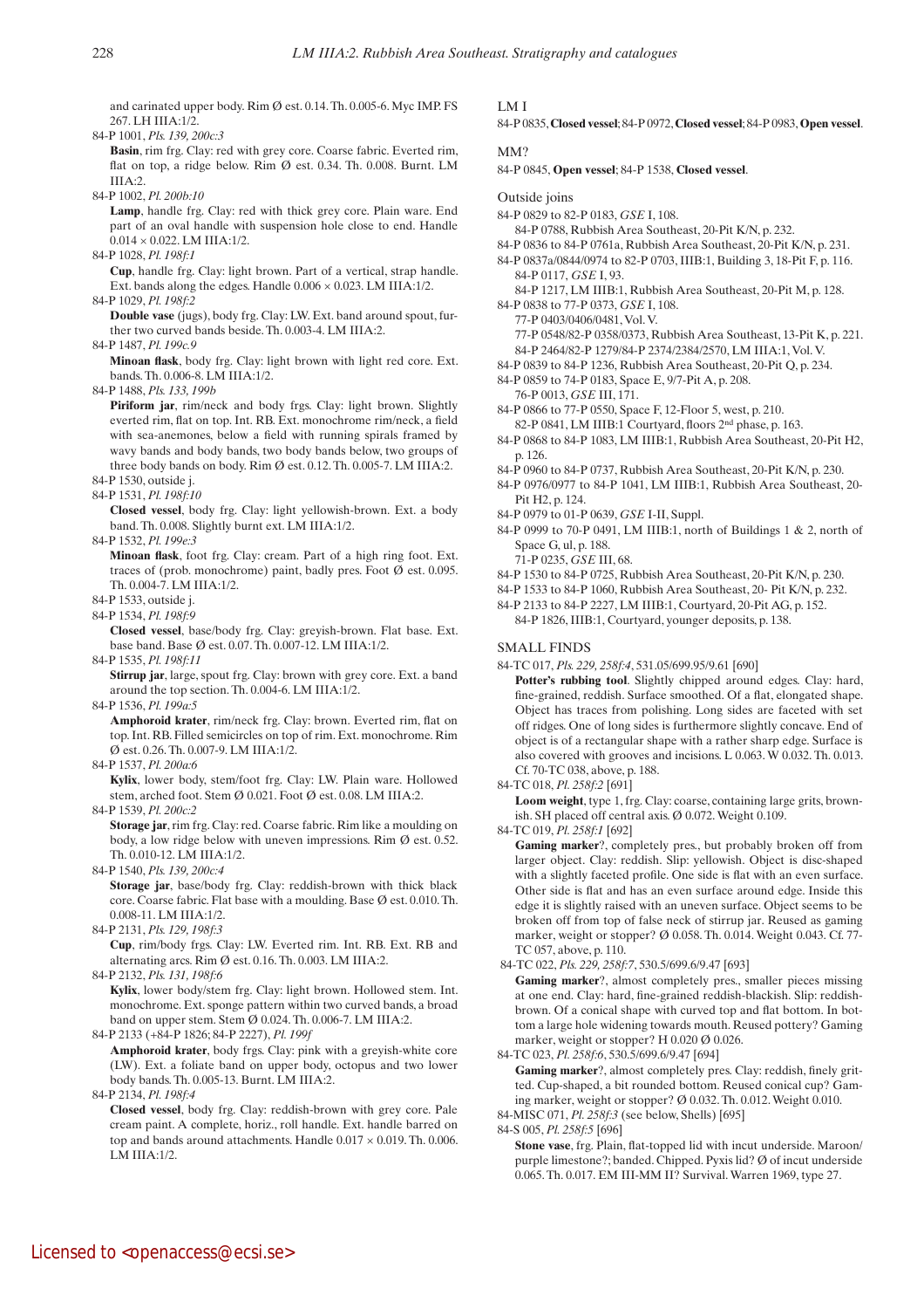and carinated upper body. Rim Ø est. 0.14. Th. 0.005-6. Myc IMP. FS 267. LH IIIA:1/2.

84-P 1001, *Pls. 139, 200c:3*

**Basin**, rim frg. Clay: red with grey core. Coarse fabric. Everted rim, flat on top, a ridge below. Rim Ø est. 0.34. Th. 0.008. Burnt. LM IIIA:2.

84-P 1002, *Pl. 200b:10*

**Lamp**, handle frg. Clay: red with thick grey core. Plain ware. End part of an oval handle with suspension hole close to end. Handle 0.014 × 0.022. LM IIIA:1/2.

84-P 1028, *Pl. 198f:1*

**Cup**, handle frg. Clay: light brown. Part of a vertical, strap handle. Ext. bands along the edges. Handle 0.006 × 0.023. LM IIIA:1/2.

84-P 1029, *Pl. 198f:2*

**Double vase** (jugs), body frg. Clay: LW. Ext. band around spout, further two curved bands beside. Th. 0.003-4. LM IIIA:2.

84-P 1487, *Pl. 199c.9*

**Minoan flask**, body frg. Clay: light brown with light red core. Ext. bands. Th. 0.006-8. LM IIIA:1/2.

84-P 1488, *Pls. 133, 199b*

**Piriform jar**, rim/neck and body frgs. Clay: light brown. Slightly everted rim, flat on top. Int. RB. Ext. monochrome rim/neck, a field with sea-anemones, below a field with running spirals framed by wavy bands and body bands, two body bands below, two groups of three body bands on body. Rim Ø est. 0.12. Th. 0.005-7. LM IIIA:2.

84-P 1530, outside j.

84-P 1531, *Pl. 198f:10*

**Closed vessel**, body frg. Clay: light yellowish-brown. Ext. a body band. Th. 0.008. Slightly burnt ext. LM IIIA:1/2.

84-P 1532, *Pl. 199e:3*

**Minoan flask**, foot frg. Clay: cream. Part of a high ring foot. Ext. traces of (prob. monochrome) paint, badly pres. Foot Ø est. 0.095. Th. 0.004-7. LM IIIA:1/2.

84-P 1533, outside j.

84-P 1534, *Pl. 198f:9*

**Closed vessel**, base/body frg. Clay: greyish-brown. Flat base. Ext. base band. Base Ø est. 0.07. Th. 0.007-12. LM IIIA:1/2.

84-P 1535, *Pl. 198f:11*

**Stirrup jar**, large, spout frg. Clay: brown with grey core. Ext. a band around the top section. Th. 0.004-6. LM IIIA:1/2.

84-P 1536, *Pl. 199a:5*

**Amphoroid krater**, rim/neck frg. Clay: brown. Everted rim, flat on top. Int. RB. Filled semicircles on top of rim. Ext. monochrome. Rim Ø est. 0.26. Th. 0.007-9. LM IIIA:1/2.

84-P 1537, *Pl. 200a:6*

**Kylix**, lower body, stem/foot frg. Clay: LW. Plain ware. Hollowed stem, arched foot. Stem Ø 0.021. Foot Ø est. 0.08. LM IIIA:2.

84-P 1539, *Pl. 200c:2*

**Storage jar**, rim frg. Clay: red. Coarse fabric. Rim like a moulding on body, a low ridge below with uneven impressions. Rim Ø est. 0.52. Th. 0.010-12. LM IIIA:1/2.

84-P 1540, *Pls. 139, 200c:4*

**Storage jar**, base/body frg. Clay: reddish-brown with thick black core. Coarse fabric. Flat base with a moulding. Base Ø est. 0.010. Th. 0.008-11. LM IIIA:1/2.

84-P 2131, *Pls. 129, 198f:3*

**Cup**, rim/body frgs. Clay: LW. Everted rim. Int. RB. Ext. RB and alternating arcs. Rim Ø est. 0.16. Th. 0.003. LM IIIA:2.

84-P 2132, *Pls. 131, 198f:6*

**Kylix**, lower body/stem frg. Clay: light brown. Hollowed stem. Int. monochrome. Ext. sponge pattern within two curved bands, a broad band on upper stem. Stem Ø 0.024. Th. 0.006-7. LM IIIA:2.

84-P 2133 (+84-P 1826; 84-P 2227), *Pl. 199f*

**Amphoroid krater**, body frgs. Clay: pink with a greyish-white core (LW). Ext. a foliate band on upper body, octopus and two lower body bands. Th. 0.005-13. Burnt. LM IIIA:2.

84-P 2134, *Pl. 198f:4*

**Closed vessel**, body frg. Clay: reddish-brown with grey core. Pale cream paint. A complete, horiz., roll handle. Ext. handle barred on top and bands around attachments. Handle 0.017 × 0.019. Th. 0.006. LM IIIA:1/2.

LM I

84-P 0835, **Closed vessel**; 84-P 0972, **Closed vessel**; 84-P 0983, **Open vessel**.

MM?

84-P 0845, **Open vessel**; 84-P 1538, **Closed vessel**.

Outside joins

84-P 0829 to 82-P 0183, *GSE* I, 108.
84-P 0788, Rubbish Area Southeast, 20-Pit K/N, p. 232.
84-P 0836 to 84-P 0761a, Rubbish Area Southeast, 20-Pit K/N, p. 231.
84-P 0837a/0844/0974 to 82-P 0703, IIIB:1, Building 3, 18-Pit F, p. 116.
84-P 0117, *GSE* I, 93.
84-P 1217, LM IIIB:1, Rubbish Area Southeast, 20-Pit M, p. 128.
84-P 0838 to 77-P 0373, *GSE* I, 108.
77-P 0403/0406/0481, Vol. V.
77-P 0548/82-P 0358/0373, Rubbish Area Southeast, 13-Pit K, p. 221.
84-P 2464/82-P 1279/84-P 2374/2384/2570, LM IIIA:1, Vol. V.
84-P 0839 to 84-P 1236, Rubbish Area Southeast, 20-Pit Q, p. 234.
84-P 0859 to 74-P 0183, Space E, 9/7-Pit A, p. 208.
76-P 0013, *GSE* III, 171.
84-P 0866 to 77-P 0550, Space F, 12-Floor 5, west, p. 210.
82-P 0841, LM IIIB:1 Courtyard, floors 2nd phase, p. 163.
84-P 0868 to 84-P 1083, LM IIIB:1, Rubbish Area Southeast, 20-Pit H2, p. 126.
84-P 0960 to 84-P 0737, Rubbish Area Southeast, 20-Pit K/N, p. 230.
84-P 0976/0977 to 84-P 1041, LM IIIB:1, Rubbish Area Southeast, 20-Pit H2, p. 124.
84-P 0979 to 01-P 0639, *GSE* I-II, Suppl.
84-P 0999 to 70-P 0491, LM IIIB:1, north of Buildings 1 & 2, north of Space G, ul, p. 188.
71-P 0235, *GSE* III, 68.
84-P 1530 to 84-P 0725, Rubbish Area Southeast, 20-Pit K/N, p. 230.
84-P 1533 to 84-P 1060, Rubbish Area Southeast, 20- Pit K/N, p. 232.
84-P 2133 to 84-P 2227, LM IIIB:1, Courtyard, 20-Pit AG, p. 152.
84-P 1826, IIIB:1, Courtyard, younger deposits, p. 138.

## SMALL FINDS

84-TC 017, *Pls. 229, 258f:4*, 531.05/699.95/9.61 [690]

**Potter's rubbing tool**. Slightly chipped around edges. Clay: hard, fine-grained, reddish. Surface smoothed. Of a flat, elongated shape. Object has traces from polishing. Long sides are faceted with set off ridges. One of long sides is furthermore slightly concave. End of object is of a rectangular shape with a rather sharp edge. Surface is also covered with grooves and incisions. L 0.063. W 0.032. Th. 0.013. Cf. 70-TC 038, above, p. 188.

84-TC 018, *Pl. 258f:2* [691]

**Loom weight**, type 1, frg. Clay: coarse, containing large grits, brownish. SH placed off central axis. Ø 0.072. Weight 0.109.

84-TC 019, *Pl. 258f:1* [692]

**Gaming marker**?, completely pres., but probably broken off from larger object. Clay: reddish. Slip: yellowish. Object is disc-shaped with a slightly faceted profile. One side is flat with an even surface. Other side is flat and has an even surface around edge. Inside this edge it is slightly raised with an uneven surface. Object seems to be broken off from top of false neck of stirrup jar. Reused as gaming marker, weight or stopper? Ø 0.058. Th. 0.014. Weight 0.043. Cf. 77-TC 057, above, p. 110.

84-TC 022, *Pls. 229, 258f:7*, 530.5/699.6/9.47 [693]

**Gaming marker**?, almost completely pres., smaller pieces missing at one end. Clay: hard, fine-grained reddish-blackish. Slip: reddish-brown. Of a conical shape with curved top and flat bottom. In bottom a large hole widening towards mouth. Reused pottery? Gaming marker, weight or stopper? H 0.020 Ø 0.026.

84-TC 023, *Pl. 258f:6*, 530.5/699.6/9.47 [694]

**Gaming marker**?, almost completely pres. Clay: reddish, finely gritted. Cup-shaped, a bit rounded bottom. Reused conical cup? Gaming marker, weight or stopper? Ø 0.032. Th. 0.012. Weight 0.010.

84-MISC 071, *Pl. 258f:3* (see below, Shells) [695]

84-S 005, *Pl. 258f:5* [696]

**Stone vase**, frg. Plain, flat-topped lid with incut underside. Maroon/purple limestone?; banded. Chipped. Pyxis lid? Ø of incut underside 0.065. Th. 0.017. EM III-MM II? Survival. Warren 1969, type 27.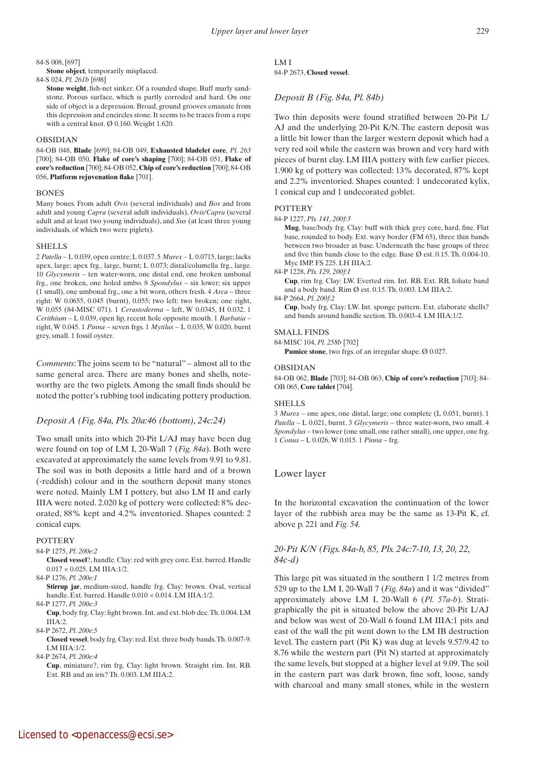84-S 008, [697]

**Stone object**, temporarily misplaced.

84-S 024, *Pl. 261b* [698]

**Stone weight**, fish-net sinker. Of a rounded shape. Buff marly sandstone. Porous surface, which is partly corroded and hard. On one side of object is a depression. Broad, ground grooves emanate from this depression and encircles stone. It seems to be traces from a rope with a central knot. Ø 0.160. Weight 1.620.

#### OBSIDIAN

84-OB 048, **Blade** [699]; 84-OB 049, **Exhausted bladelet core**, *Pl. 263* [700]; 84-OB 050, **Flake of core's shaping** [700]; 84-OB 051, **Flake of core's reduction** [700]; 84-OB 052, **Chip of core's reduction** [700]; 84-OB 056, **Platform rejuvenation flake** [701].

#### BONES

Many bones. From adult *Ovis* (several individuals) and *Bos* and from adult and young *Capra* (several adult individuals), *Ovis/Capra* (several adult and at least two young individuals), and *Sus* (at least three young individuals, of which two were piglets).

#### SHELLS

2 *Patella* – L 0.039, open centre; L 0.037. 5 *Murex* – L 0.0715, large; lacks apex, large; apex frg., large, burnt; L 0.073; distal/columella frg., large. 10 *Glycymeris* – ten water-worn, one distal end, one broken umbonal frg., one broken, one holed umbo. 8 *Spondylus* – six lower; six upper (1 small), one umbonal frg., one a bit worn, others fresh. 4 *Arca* – three right: W 0.0655, 0.045 (burnt), 0.055; two left: two broken; one right, W 0.055 (84-MISC 071). 1 *Cerastoderma* – left, W 0.0345, H 0.032. 1 *Cerithium* – L 0.039, open lip, recent hole opposite mouth. 1 *Barbatia* – right, W 0.045. 1 *Pinna* – seven frgs. 1 *Mytilus* – L 0.035, W 0.020, burnt grey, small. 1 fossil oyster.

*Comments*: The joins seem to be "natural" – almost all to the same general area. There are many bones and shells, noteworthy are the two piglets. Among the small finds should be noted the potter's rubbing tool indicating pottery production.

### *Deposit A (Fig. 84a, Pls. 20a:46 (bottom), 24c:24)*

Two small units into which 20-Pit L/AJ may have been dug were found on top of LM I, 20-Wall 7 (*Fig. 84a*). Both were excavated at approximately the same levels from 9.91 to 9.81. The soil was in both deposits a little hard and of a brown (-reddish) colour and in the southern deposit many stones were noted. Mainly LM I pottery, but also LM II and early IIIA were noted. 2.020 kg of pottery were collected: 8% decorated, 88% kept and 4.2% inventoried. Shapes counted: 2 conical cups.

#### POTTERY

84-P 1275, *Pl. 200e:2*

**Closed vessel**?, handle. Clay: red with grey core. Ext. barred. Handle 0.017 × 0.025. LM IIIA:1/2.

84-P 1276, *Pl. 200e:1*

**Stirrup jar**, medium-sized, handle frg. Clay: brown. Oval, vertical handle. Ext. barred. Handle 0.010 × 0.014. LM IIIA:1/2.

84-P 1277, *Pl. 200e:3*

**Cup**, body frg. Clay: light brown. Int. and ext. blob dec. Th. 0.004. LM IIIA:2.

84-P 2672, *Pl. 200e:5*

**Closed vessel**, body frg. Clay: red. Ext. three body bands. Th. 0.007-9. LM IIIA:1/2.

84-P 2674, *Pl. 200e:4*

**Cup**, miniature?, rim frg. Clay: light brown. Straight rim. Int. RB. Ext. RB and an iris? Th. 0.003. LM IIIA:2.

LM I

84-P 2673, **Closed vessel**.

### *Deposit B (Fig. 84a, Pl. 84b)*

Two thin deposits were found stratified between 20-Pit L/AJ and the underlying 20-Pit K/N. The eastern deposit was a little bit lower than the larger western deposit which had a very red soil while the eastern was brown and very hard with pieces of burnt clay. LM IIIA pottery with few earlier pieces. 1.900 kg of pottery was collected: 13% decorated, 87% kept and 2.2% inventoried. Shapes counted: 1 undecorated kylix, 1 conical cup and 1 undecorated goblet.

#### POTTERY

84-P 1227, *Pls. 141, 200f:3*

**Mug**, base/body frg. Clay: buff with thick grey core, hard, fine. Flat base, rounded to body. Ext. wavy border (FM 65), three thin bands between two broader at base. Underneath the base groups of three and five thin bands close to the edge. Base Ø est. 0.15. Th. 0.004-10. Myc IMP. FS 225. LH IIIA:2.

84-P 1228, *Pls. 129, 200f:1*

**Cup**, rim frg. Clay: LW. Everted rim. Int. RB. Ext. RB, foliate band and a body band. Rim Ø est. 0.15. Th. 0.003. LM IIIA:2.

84-P 2664, *Pl. 200f:2*

**Cup**, body frg. Clay: LW. Int. sponge pattern. Ext. elaborate shells? and bands around handle section. Th. 0.003-4. LM IIIA:1/2.

#### SMALL FINDS

84-MISC 104, *Pl. 258b* [702]

**Pumice stone**, two frgs. of an irregular shape. Ø 0.027.

#### OBSIDIAN

84-OB 062, **Blade** [703]; 84-OB 063, **Chip of core's reduction** [703]; 84-OB 065, **Core tablet** [704].

#### SHELLS

3 *Murex* – one apex, one distal, large; one complete (L 0.051, burnt). 1 *Patella* – L 0.021, burnt. 3 *Glycymeris* – three water-worn, two small. 4 *Spondylus* – two lower (one small, one rather small), one upper, one frg. 1 *Conus* – L 0.026, W 0.015. 1 *Pinna* – frg.

## Lower layer

In the horizontal excavation the continuation of the lower layer of the rubbish area may be the same as 13-Pit K, cf. above p. 221 and *Fig. 54.*

### *20-Pit K/N (Figs. 84a-b, 85, Pls. 24c:7-10, 13, 20, 22, 84c-d)*

This large pit was situated in the southern 1 1/2 metres from 529 up to the LM I, 20-Wall 7 (*Fig. 84a*) and it was "divided" approximately above LM I, 20-Wall 6 (*Pl. 57a-b*). Stratigraphically the pit is situated below the above 20-Pit L/AJ and below was west of 20-Wall 6 found LM IIIA:1 pits and east of the wall the pit went down to the LM IB destruction level. The eastern part (Pit K) was dug at levels 9.57/9.42 to 8.76 while the western part (Pit N) started at approximately the same levels, but stopped at a higher level at 9.09. The soil in the eastern part was dark brown, fine soft, loose, sandy with charcoal and many small stones, while in the western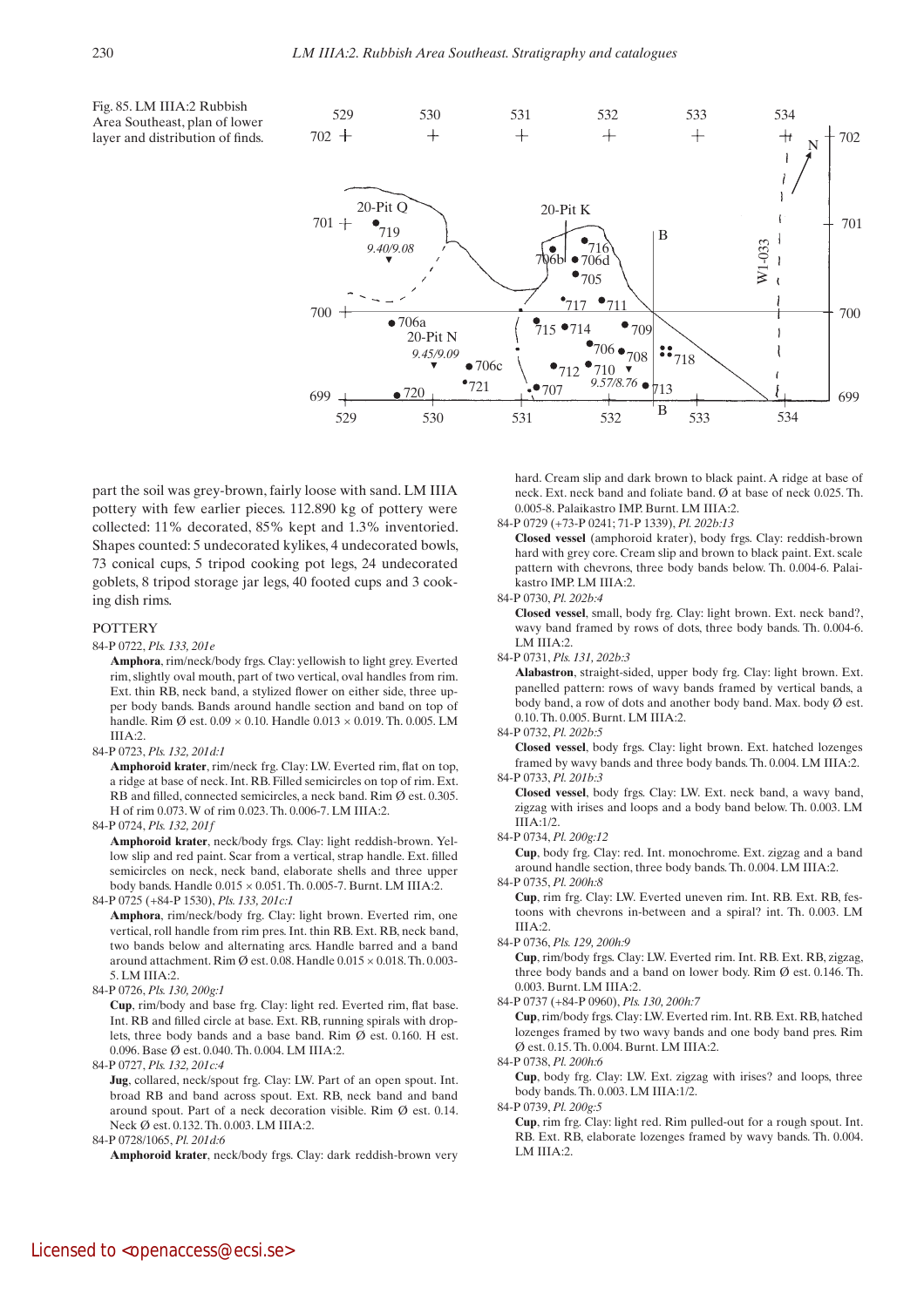Fig. 85. LM IIIA:2 Rubbish Area Southeast, plan of lower layer and distribution of finds.

part the soil was grey-brown, fairly loose with sand. LM IIIA pottery with few earlier pieces. 112.890 kg of pottery were collected: 11% decorated, 85% kept and 1.3% inventoried. Shapes counted: 5 undecorated kylikes, 4 undecorated bowls, 73 conical cups, 5 tripod cooking pot legs, 24 undecorated goblets, 8 tripod storage jar legs, 40 footed cups and 3 cooking dish rims.

## POTTERY

84-P 0722, *Pls. 133, 201e*

**Amphora**, rim/neck/body frgs. Clay: yellowish to light grey. Everted rim, slightly oval mouth, part of two vertical, oval handles from rim. Ext. thin RB, neck band, a stylized flower on either side, three upper body bands. Bands around handle section and band on top of handle. Rim Ø est. 0.09 × 0.10. Handle 0.013 × 0.019. Th. 0.005. LM IIIA:2.

84-P 0723, *Pls. 132, 201d:1*

**Amphoroid krater**, rim/neck frg. Clay: LW. Everted rim, flat on top, a ridge at base of neck. Int. RB. Filled semicircles on top of rim. Ext. RB and filled, connected semicircles, a neck band. Rim Ø est. 0.305. H of rim 0.073. W of rim 0.023. Th. 0.006-7. LM IIIA:2.

84-P 0724, *Pls. 132, 201f*

**Amphoroid krater**, neck/body frgs. Clay: light reddish-brown. Yellow slip and red paint. Scar from a vertical, strap handle. Ext. filled semicircles on neck, neck band, elaborate shells and three upper body bands. Handle 0.015 × 0.051. Th. 0.005-7. Burnt. LM IIIA:2.

84-P 0725 (+84-P 1530), *Pls. 133, 201c:1*

**Amphora**, rim/neck/body frgs. Clay: light brown. Everted rim, one vertical, roll handle from rim pres. Int. thin RB. Ext. RB, neck band, two bands below and alternating arcs. Handle barred and a band around attachment. Rim Ø est. 0.08. Handle 0.015 × 0.018. Th. 0.003-5. LM IIIA:2.

84-P 0726, *Pls. 130, 200g:1*

**Cup**, rim/body and base frg. Clay: light red. Everted rim, flat base. Int. RB and filled circle at base. Ext. RB, running spirals with droplets, three body bands and a base band. Rim Ø est. 0.160. H est. 0.096. Base Ø est. 0.040. Th. 0.004. LM IIIA:2.

84-P 0727, *Pls. 132, 201c:4*

**Jug**, collared, neck/spout frg. Clay: LW. Part of an open spout. Int. broad RB and band across spout. Ext. RB, neck band and band around spout. Part of a neck decoration visible. Rim Ø est. 0.14. Neck Ø est. 0.132. Th. 0.003. LM IIIA:2.

84-P 0728/1065, *Pl. 201d:6*

**Amphoroid krater**, neck/body frgs. Clay: dark reddish-brown very hard. Cream slip and dark brown to black paint. A ridge at base of neck. Ext. neck band and foliate band. Ø at base of neck 0.025. Th. 0.005-8. Palaikastro IMP. Burnt. LM IIIA:2.

84-P 0729 (+73-P 0241; 71-P 1339), *Pl. 202b:13*

**Closed vessel** (amphoroid krater), body frgs. Clay: reddish-brown hard with grey core. Cream slip and brown to black paint. Ext. scale pattern with chevrons, three body bands below. Th. 0.004-6. Palaikastro IMP. LM IIIA:2.

84-P 0730, *Pl. 202b:4*

**Closed vessel**, small, body frg. Clay: light brown. Ext. neck band?, wavy band framed by rows of dots, three body bands. Th. 0.004-6. LM IIIA:2.

84-P 0731, *Pls. 131, 202b:3*

**Alabastron**, straight-sided, upper body frg. Clay: light brown. Ext. panelled pattern: rows of wavy bands framed by vertical bands, a body band, a row of dots and another body band. Max. body Ø est. 0.10. Th. 0.005. Burnt. LM IIIA:2.

84-P 0732, *Pl. 202b:5*

**Closed vessel**, body frgs. Clay: light brown. Ext. hatched lozenges framed by wavy bands and three body bands. Th. 0.004. LM IIIA:2.

84-P 0733, *Pl. 201b:3*

**Closed vessel**, body frgs. Clay: LW. Ext. neck band, a wavy band, zigzag with irises and loops and a body band below. Th. 0.003. LM IIIA:1/2.

84-P 0734, *Pl. 200g:12*

**Cup**, body frg. Clay: red. Int. monochrome. Ext. zigzag and a band around handle section, three body bands. Th. 0.004. LM IIIA:2.

84-P 0735, *Pl. 200h:8*

**Cup**, rim frg. Clay: LW. Everted uneven rim. Int. RB. Ext. RB, festoons with chevrons in-between and a spiral? int. Th. 0.003. LM IIIA:2.

84-P 0736, *Pls. 129, 200h:9*

**Cup**, rim/body frgs. Clay: LW. Everted rim. Int. RB. Ext. RB, zigzag, three body bands and a band on lower body. Rim Ø est. 0.146. Th. 0.003. Burnt. LM IIIA:2.

84-P 0737 (+84-P 0960), *Pls. 130, 200h:7*

**Cup**, rim/body frgs. Clay: LW. Everted rim. Int. RB. Ext. RB, hatched lozenges framed by two wavy bands and one body band pres. Rim Ø est. 0.15. Th. 0.004. Burnt. LM IIIA:2.

84-P 0738, *Pl. 200h:6*

**Cup**, body frg. Clay: LW. Ext. zigzag with irises? and loops, three body bands. Th. 0.003. LM IIIA:1/2.

84-P 0739, *Pl. 200g:5*

**Cup**, rim frg. Clay: light red. Rim pulled-out for a rough spout. Int. RB. Ext. RB, elaborate lozenges framed by wavy bands. Th. 0.004. LM IIIA:2.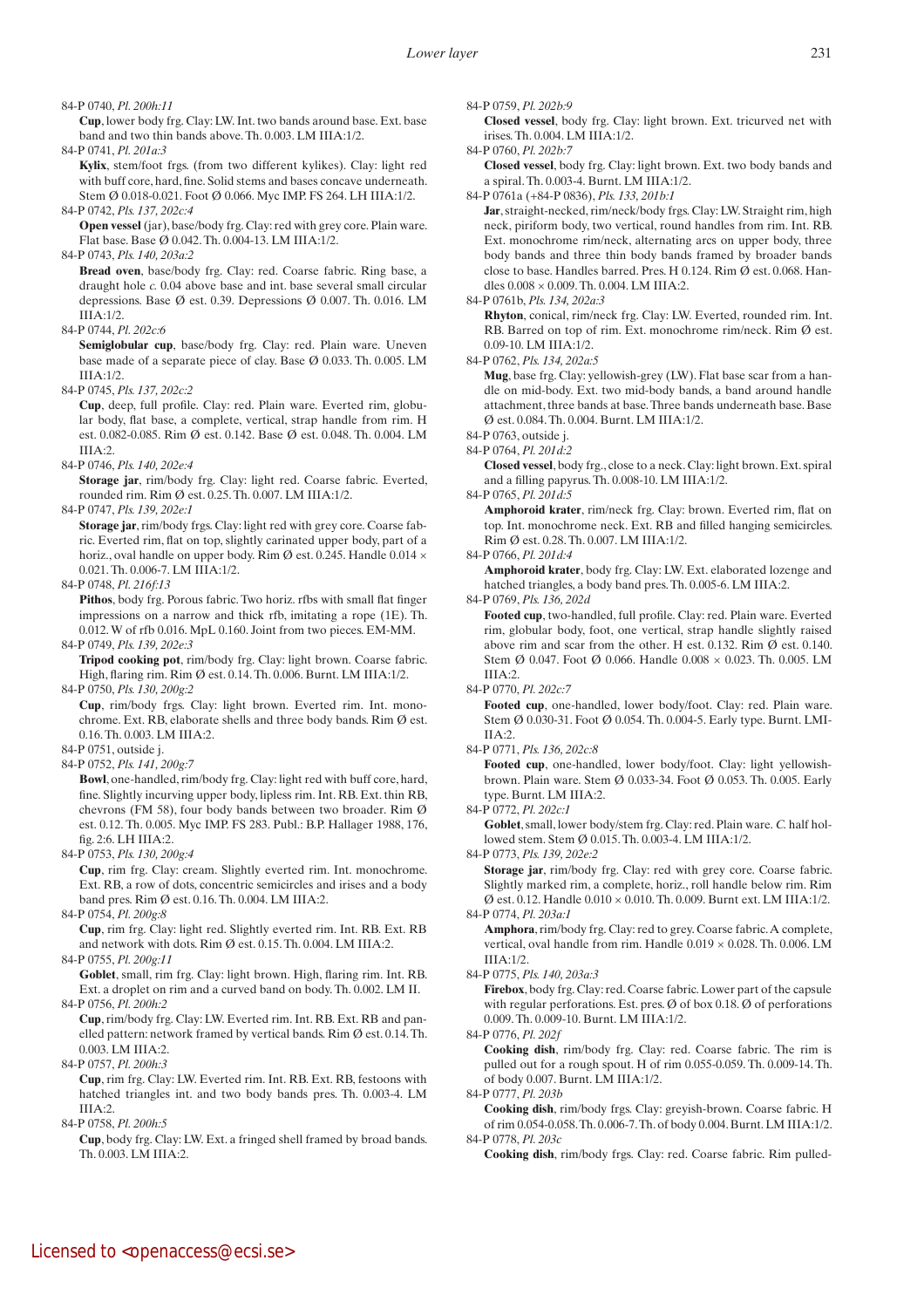84-P 0740, *Pl. 200h:11*
**Cup**, lower body frg. Clay: LW. Int. two bands around base. Ext. base band and two thin bands above. Th. 0.003. LM IIIA:1/2.

84-P 0741, *Pl. 201a:3*
**Kylix**, stem/foot frgs. (from two different kylikes). Clay: light red with buff core, hard, fine. Solid stems and bases concave underneath. Stem Ø 0.018-0.021. Foot Ø 0.066. Myc IMP. FS 264. LH IIIA:1/2.

84-P 0742, *Pls. 137, 202c:4*
**Open vessel** (jar), base/body frg. Clay: red with grey core. Plain ware. Flat base. Base Ø 0.042. Th. 0.004-13. LM IIIA:1/2.

84-P 0743, *Pls. 140, 203a:2*
**Bread oven**, base/body frg. Clay: red. Coarse fabric. Ring base, a draught hole *c.* 0.04 above base and int. base several small circular depressions. Base Ø est. 0.39. Depressions Ø 0.007. Th. 0.016. LM IIIA:1/2.

84-P 0744, *Pl. 202c:6*
**Semiglobular cup**, base/body frg. Clay: red. Plain ware. Uneven base made of a separate piece of clay. Base Ø 0.033. Th. 0.005. LM IIIA:1/2.

84-P 0745, *Pls. 137, 202c:2*
**Cup**, deep, full profile. Clay: red. Plain ware. Everted rim, globular body, flat base, a complete, vertical, strap handle from rim. H est. 0.082-0.085. Rim Ø est. 0.142. Base Ø est. 0.048. Th. 0.004. LM IIIA:2.

84-P 0746, *Pls. 140, 202e:4*
**Storage jar**, rim/body frg. Clay: light red. Coarse fabric. Everted, rounded rim. Rim Ø est. 0.25. Th. 0.007. LM IIIA:1/2.

84-P 0747, *Pls. 139, 202e:1*
**Storage jar**, rim/body frgs. Clay: light red with grey core. Coarse fabric. Everted rim, flat on top, slightly carinated upper body, part of a horiz., oval handle on upper body. Rim Ø est. 0.245. Handle 0.014 × 0.021. Th. 0.006-7. LM IIIA:1/2.

84-P 0748, *Pl. 216f:13*
**Pithos**, body frg. Porous fabric. Two horiz. rfbs with small flat finger impressions on a narrow and thick rfb, imitating a rope (1E). Th. 0.012. W of rfb 0.016. MpL 0.160. Joint from two pieces. EM-MM.

84-P 0749, *Pls. 139, 202e:3*
**Tripod cooking pot**, rim/body frg. Clay: light brown. Coarse fabric. High, flaring rim. Rim Ø est. 0.14. Th. 0.006. Burnt. LM IIIA:1/2.

84-P 0750, *Pls. 130, 200g:2*
**Cup**, rim/body frgs. Clay: light brown. Everted rim. Int. monochrome. Ext. RB, elaborate shells and three body bands. Rim Ø est. 0.16. Th. 0.003. LM IIIA:2.

84-P 0751, outside j.

84-P 0752, *Pls. 141, 200g:7*
**Bowl**, one-handled, rim/body frg. Clay: light red with buff core, hard, fine. Slightly incurving upper body, lipless rim. Int. RB. Ext. thin RB, chevrons (FM 58), four body bands between two broader. Rim Ø est. 0.12. Th. 0.005. Myc IMP. FS 283. Publ.: B.P. Hallager 1988, 176, fig. 2:6. LH IIIA:2.

84-P 0753, *Pls. 130, 200g:4*
**Cup**, rim frg. Clay: cream. Slightly everted rim. Int. monochrome. Ext. RB, a row of dots, concentric semicircles and irises and a body band pres. Rim Ø est. 0.16. Th. 0.004. LM IIIA:2.

84-P 0754, *Pl. 200g:8*
**Cup**, rim frg. Clay: light red. Slightly everted rim. Int. RB. Ext. RB and network with dots. Rim Ø est. 0.15. Th. 0.004. LM IIIA:2.

84-P 0755, *Pl. 200g:11*
**Goblet**, small, rim frg. Clay: light brown. High, flaring rim. Int. RB. Ext. a droplet on rim and a curved band on body. Th. 0.002. LM II.

84-P 0756, *Pl. 200h:2*
**Cup**, rim/body frg. Clay: LW. Everted rim. Int. RB. Ext. RB and panelled pattern: network framed by vertical bands. Rim Ø est. 0.14. Th. 0.003. LM IIIA:2.

84-P 0757, *Pl. 200h:3*
**Cup**, rim frg. Clay: LW. Everted rim. Int. RB. Ext. RB, festoons with hatched triangles int. and two body bands pres. Th. 0.003-4. LM IIIA:2.

84-P 0758, *Pl. 200h:5*
**Cup**, body frg. Clay: LW. Ext. a fringed shell framed by broad bands. Th. 0.003. LM IIIA:2.

84-P 0759, *Pl. 202b:9*
**Closed vessel**, body frg. Clay: light brown. Ext. tricurved net with irises. Th. 0.003-4. Burnt. LM IIIA:1/2.

84-P 0760, *Pl. 202b:7*
**Closed vessel**, body frg. Clay: light brown. Ext. two body bands and a spiral. Th. 0.003-4. Burnt. LM IIIA:1/2.

84-P 0761a (+84-P 0836), *Pls. 133, 201b:1*
**Jar**, straight-necked, rim/neck/body frgs. Clay: LW. Straight rim, high neck, piriform body, two vertical, round handles from rim. Int. RB. Ext. monochrome rim/neck, alternating arcs on upper body, three body bands and three thin body bands framed by broader bands close to base. Handles barred. Pres. H 0.124. Rim Ø est. 0.068. Handles 0.008 × 0.009. Th. 0.004. LM IIIA:2.

84-P 0761b, *Pls. 134, 202a:3*
**Rhyton**, conical, rim/neck frg. Clay: LW. Everted, rounded rim. Int. RB. Barred on top of rim. Ext. monochrome rim/neck. Rim Ø est. 0.09-10. LM IIIA:1/2.

84-P 0762, *Pls. 134, 202a:5*
**Mug**, base frg. Clay: yellowish-grey (LW). Flat base scar from a handle on mid-body. Ext. two mid-body bands, a band around handle attachment, three bands at base. Three bands underneath base. Base Ø est. 0.084. Th. 0.004. Burnt. LM IIIA:1/2.

84-P 0763, outside j.

84-P 0764, *Pl. 201d:2*
**Closed vessel**, body frg., close to a neck. Clay: light brown. Ext. spiral and a filling papyrus. Th. 0.008-10. LM IIIA:1/2.

84-P 0765, *Pl. 201d:5*
**Amphoroid krater**, rim/neck frg. Clay: brown. Everted rim, flat on top. Int. monochrome neck. Ext. RB and filled hanging semicircles. Rim Ø est. 0.28. Th. 0.007. LM IIIA:1/2.

84-P 0766, *Pl. 201d:4*
**Amphoroid krater**, body frg. Clay: LW. Ext. elaborated lozenge and hatched triangles, a body band pres. Th. 0.005-6. LM IIIA:2.

84-P 0769, *Pls. 136, 202d*
**Footed cup**, two-handled, full profile. Clay: red. Plain ware. Everted rim, globular body, foot, one vertical, strap handle slightly raised above rim and scar from the other. H est. 0.132. Rim Ø est. 0.140. Stem Ø 0.047. Foot Ø 0.066. Handle 0.008 × 0.023. Th. 0.005. LM IIIA:2.

84-P 0770, *Pl. 202c:7*
**Footed cup**, one-handled, lower body/foot. Clay: red. Plain ware. Stem Ø 0.030-31. Foot Ø 0.054. Th. 0.004-5. Early type. Burnt. LMIIIA:2.

84-P 0771, *Pls. 136, 202c:8*
**Footed cup**, one-handled, lower body/foot. Clay: light yellowish-brown. Plain ware. Stem Ø 0.033-34. Foot Ø 0.053. Th. 0.005. Early type. Burnt. LM IIIA:2.

84-P 0772, *Pl. 202c:1*
**Goblet**, small, lower body/stem frg. Clay: red. Plain ware. *C.* half hollowed stem. Stem Ø 0.015. Th. 0.003-4. LM IIIA:1/2.

84-P 0773, *Pls. 139, 202e:2*
**Storage jar**, rim/body frg. Clay: red with grey core. Coarse fabric. Slightly marked rim, a complete, horiz., roll handle below rim. Rim Ø est. 0.12. Handle 0.010 × 0.010. Th. 0.009. Burnt ext. LM IIIA:1/2.

84-P 0774, *Pl. 203a:1*
**Amphora**, rim/body frg. Clay: red to grey. Coarse fabric. A complete, vertical, oval handle from rim. Handle 0.019 × 0.028. Th. 0.006. LM IIIA:1/2.

84-P 0775, *Pls. 140, 203a:3*
**Firebox**, body frg. Clay: red. Coarse fabric. Lower part of the capsule with regular perforations. Est. pres. Ø of box 0.18. Ø of perforations 0.009. Th. 0.009-10. Burnt. LM IIIA:1/2.

84-P 0776, *Pl. 202f*
**Cooking dish**, rim/body frg. Clay: red. Coarse fabric. The rim is pulled out for a rough spout. H of rim 0.055-0.059. Th. 0.009-14. Th. of body 0.007. Burnt. LM IIIA:1/2.

84-P 0777, *Pl. 203b*
**Cooking dish**, rim/body frgs. Clay: greyish-brown. Coarse fabric. H of rim 0.054-0.058. Th. 0.006-7. Th. of body 0.004. Burnt. LM IIIA:1/2.

84-P 0778, *Pl. 203c*
**Cooking dish**, rim/body frgs. Clay: red. Coarse fabric. Rim pulled-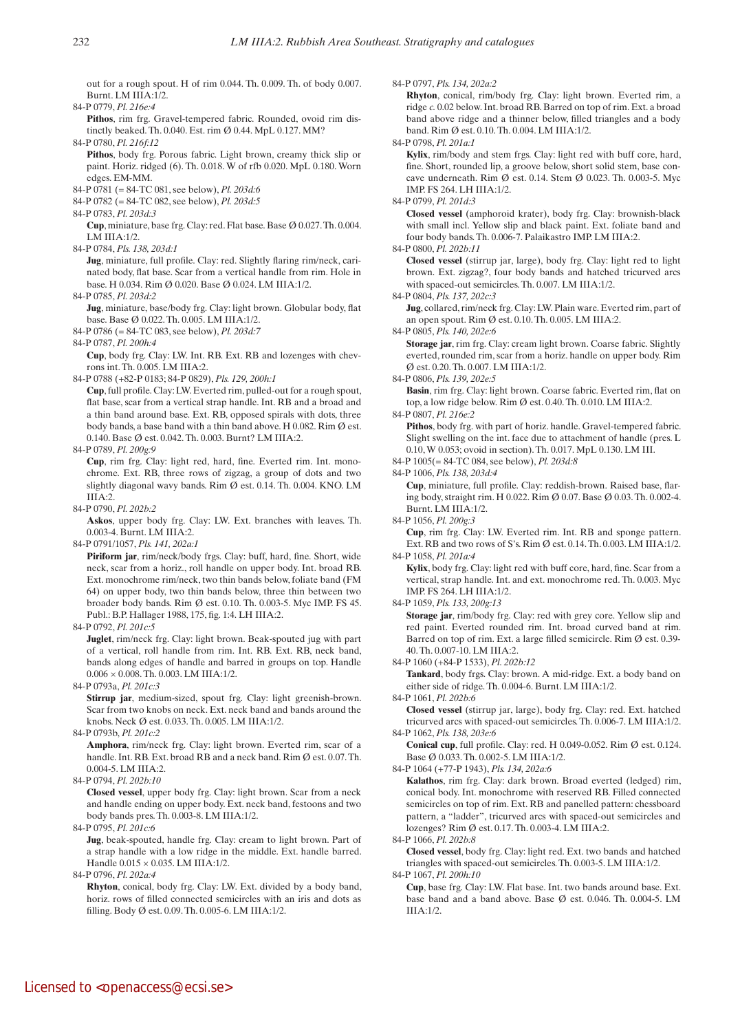out for a rough spout. H of rim 0.044. Th. 0.009. Th. of body 0.007. Burnt. LM IIIA:1/2.

84-P 0779, *Pl. 216e:4*

**Pithos**, rim frg. Gravel-tempered fabric. Rounded, ovoid rim distinctly beaked. Th. 0.040. Est. rim Ø 0.44. MpL 0.127. MM?

84-P 0780, *Pl. 216f:12*

**Pithos**, body frg. Porous fabric. Light brown, creamy thick slip or paint. Horiz. ridged (6). Th. 0.018. W of rfb 0.020. MpL 0.180. Worn edges. EM-MM.

84-P 0781 (= 84-TC 081, see below), *Pl. 203d:6*

84-P 0782 (= 84-TC 082, see below), *Pl. 203d:5*

84-P 0783, *Pl. 203d:3*

**Cup**, miniature, base frg. Clay: red. Flat base. Base Ø 0.027. Th. 0.004. LM IIIA:1/2.

84-P 0784, *Pls. 138, 203d:1*

**Jug**, miniature, full profile. Clay: red. Slightly flaring rim/neck, carinated body, flat base. Scar from a vertical handle from rim. Hole in base. H 0.034. Rim Ø 0.020. Base Ø 0.024. LM IIIA:1/2.

84-P 0785, *Pl. 203d:2*

**Jug**, miniature, base/body frg. Clay: light brown. Globular body, flat base. Base Ø 0.022. Th. 0.005. LM IIIA:1/2.

84-P 0786 (= 84-TC 083, see below), *Pl. 203d:7*

84-P 0787, *Pl. 200h:4*

**Cup**, body frg. Clay: LW. Int. RB. Ext. RB and lozenges with chevrons int. Th. 0.005. LM IIIA:2.

84-P 0788 (+82-P 0183; 84-P 0829), *Pls. 129, 200h:1*

**Cup**, full profile. Clay: LW. Everted rim, pulled-out for a rough spout, flat base, scar from a vertical strap handle. Int. RB and a broad and a thin band around base. Ext. RB, opposed spirals with dots, three body bands, a base band with a thin band above. H 0.082. Rim Ø est. 0.140. Base Ø est. 0.042. Th. 0.003. Burnt? LM IIIA:2.

84-P 0789, *Pl. 200g:9*

**Cup**, rim frg. Clay: light red, hard, fine. Everted rim. Int. monochrome. Ext. RB, three rows of zigzag, a group of dots and two slightly diagonal wavy bands. Rim Ø est. 0.14. Th. 0.004. KNO. LM IIIA:2.

84-P 0790, *Pl. 202b:2*

**Askos**, upper body frg. Clay: LW. Ext. branches with leaves. Th. 0.003-4. Burnt. LM IIIA:2.

84-P 0791/1057, *Pls. 141, 202a:1*

**Piriform jar**, rim/neck/body frgs. Clay: buff, hard, fine. Short, wide neck, scar from a horiz., roll handle on upper body. Int. broad RB. Ext. monochrome rim/neck, two thin bands below, foliate band (FM 64) on upper body, two thin bands below, three thin between two broader body bands. Rim Ø est. 0.10. Th. 0.003-5. Myc IMP. FS 45. Publ.: B.P. Hallager 1988, 175, fig. 1:4. LH IIIA:2.

84-P 0792, *Pl. 201c:5*

**Juglet**, rim/neck frg. Clay: light brown. Beak-spouted jug with part of a vertical, roll handle from rim. Int. RB. Ext. RB, neck band, bands along edges of handle and barred in groups on top. Handle 0.006 × 0.008. Th. 0.003. LM IIIA:1/2.

84-P 0793a, *Pl. 201c:3*

**Stirrup jar**, medium-sized, spout frg. Clay: light greenish-brown. Scar from two knobs on neck. Ext. neck band and bands around the knobs. Neck Ø est. 0.033. Th. 0.005. LM IIIA:1/2.

84-P 0793b, *Pl. 201c:2*

**Amphora**, rim/neck frg. Clay: light brown. Everted rim, scar of a handle. Int. RB. Ext. broad RB and a neck band. Rim Ø est. 0.07. Th. 0.004-5. LM IIIA:2.

84-P 0794, *Pl. 202b:10*

**Closed vessel**, upper body frg. Clay: light brown. Scar from a neck and handle ending on upper body. Ext. neck band, festoons and two body bands pres. Th. 0.003-8. LM IIIA:1/2.

84-P 0795, *Pl. 201c:6*

**Jug**, beak-spouted, handle frg. Clay: cream to light brown. Part of a strap handle with a low ridge in the middle. Ext. handle barred. Handle 0.015 × 0.035. LM IIIA:1/2.

84-P 0796, *Pl. 202a:4*

**Rhyton**, conical, body frg. Clay: LW. Ext. divided by a body band, horiz. rows of filled connected semicircles with an iris and dots as filling. Body Ø est. 0.09. Th. 0.005-6. LM IIIA:1/2.

84-P 0797, *Pls. 134, 202a:2*

**Rhyton**, conical, rim/body frg. Clay: light brown. Everted rim, a ridge *c.* 0.02 below. Int. broad RB. Barred on top of rim. Ext. a broad band above ridge and a thinner below, filled triangles and a body band. Rim Ø est. 0.10. Th. 0.004. LM IIIA:1/2.

84-P 0798, *Pl. 201a:1*

**Kylix**, rim/body and stem frgs. Clay: light red with buff core, hard, fine. Short, rounded lip, a groove below, short solid stem, base concave underneath. Rim Ø est. 0.14. Stem Ø 0.023. Th. 0.003-5. Myc IMP. FS 264. LH IIIA:1/2.

84-P 0799, *Pl. 201d:3*

**Closed vessel** (amphoroid krater), body frg. Clay: brownish-black with small incl. Yellow slip and black paint. Ext. foliate band and four body bands. Th. 0.006-7. Palaikastro IMP. LM IIIA:2.

84-P 0800, *Pl. 202b:11*

**Closed vessel** (stirrup jar, large), body frg. Clay: light red to light brown. Ext. zigzag?, four body bands and hatched tricurved arcs with spaced-out semicircles. Th. 0.007. LM IIIA:1/2.

84-P 0804, *Pls. 137, 202c:3*

**Jug**, collared, rim/neck frg. Clay: LW. Plain ware. Everted rim, part of an open spout. Rim Ø est. 0.10. Th. 0.005. LM IIIA:2.

84-P 0805, *Pls. 140, 202e:6*

**Storage jar**, rim frg. Clay: cream light brown. Coarse fabric. Slightly everted, rounded rim, scar from a horiz. handle on upper body. Rim Ø est. 0.20. Th. 0.007. LM IIIA:1/2.

84-P 0806, *Pls. 139, 202e:5*

**Basin**, rim frg. Clay: light brown. Coarse fabric. Everted rim, flat on top, a low ridge below. Rim Ø est. 0.40. Th. 0.010. LM IIIA:2.

84-P 0807, *Pl. 216e:2*

**Pithos**, body frg. with part of horiz. handle. Gravel-tempered fabric. Slight swelling on the int. face due to attachment of handle (pres. L 0.10, W 0.053; ovoid in section). Th. 0.017. MpL 0.130. LM III.

84-P 1005(= 84-TC 084, see below), *Pl. 203d:8*

84-P 1006, *Pls. 138, 203d:4*

**Cup**, miniature, full profile. Clay: reddish-brown. Raised base, flaring body, straight rim. H 0.022. Rim Ø 0.07. Base Ø 0.03. Th. 0.002-4. Burnt. LM IIIA:1/2.

84-P 1056, *Pl. 200g:3*

**Cup**, rim frg. Clay: LW. Everted rim. Int. RB and sponge pattern. Ext. RB and two rows of S's. Rim Ø est. 0.14. Th. 0.003. LM IIIA:1/2.

84-P 1058, *Pl. 201a:4*

**Kylix**, body frg. Clay: light red with buff core, hard, fine. Scar from a vertical, strap handle. Int. and ext. monochrome red. Th. 0.003. Myc IMP. FS 264. LH IIIA:1/2.

84-P 1059, *Pls. 133, 200g:13*

**Storage jar**, rim/body frg. Clay: red with grey core. Yellow slip and red paint. Everted rounded rim. Int. broad curved band at rim. Barred on top of rim. Ext. a large filled semicircle. Rim Ø est. 0.39-40. Th. 0.007-10. LM IIIA:2.

84-P 1060 (+84-P 1533), *Pl. 202b:12*

**Tankard**, body frgs. Clay: brown. A mid-ridge. Ext. a body band on either side of ridge. Th. 0.004-6. Burnt. LM IIIA:1/2.

84-P 1061, *Pl. 202b:6*

**Closed vessel** (stirrup jar, large), body frg. Clay: red. Ext. hatched tricurved arcs with spaced-out semicircles. Th. 0.006-7. LM IIIA:1/2.

84-P 1062, *Pls. 138, 203e:6*

**Conical cup**, full profile. Clay: red. H 0.049-0.052. Rim Ø est. 0.124. Base Ø 0.033. Th. 0.002-5. LM IIIA:1/2.

84-P 1064 (+77-P 1943), *Pls. 134, 202a:6*

**Kalathos**, rim frg. Clay: dark brown. Broad everted (ledged) rim, conical body. Int. monochrome with reserved RB. Filled connected semicircles on top of rim. Ext. RB and panelled pattern: chessboard pattern, a "ladder", tricurved arcs with spaced-out semicircles and lozenges? Rim Ø est. 0.17. Th. 0.003-4. LM IIIA:2.

84-P 1066, *Pl. 202b:8*

**Closed vessel**, body frg. Clay: light red. Ext. two bands and hatched triangles with spaced-out semicircles. Th. 0.003-5. LM IIIA:1/2.

84-P 1067, *Pl. 200h:10*

**Cup**, base frg. Clay: LW. Flat base. Int. two bands around base. Ext. base band and a band above. Base Ø est. 0.046. Th. 0.004-5. LM IIIA:1/2.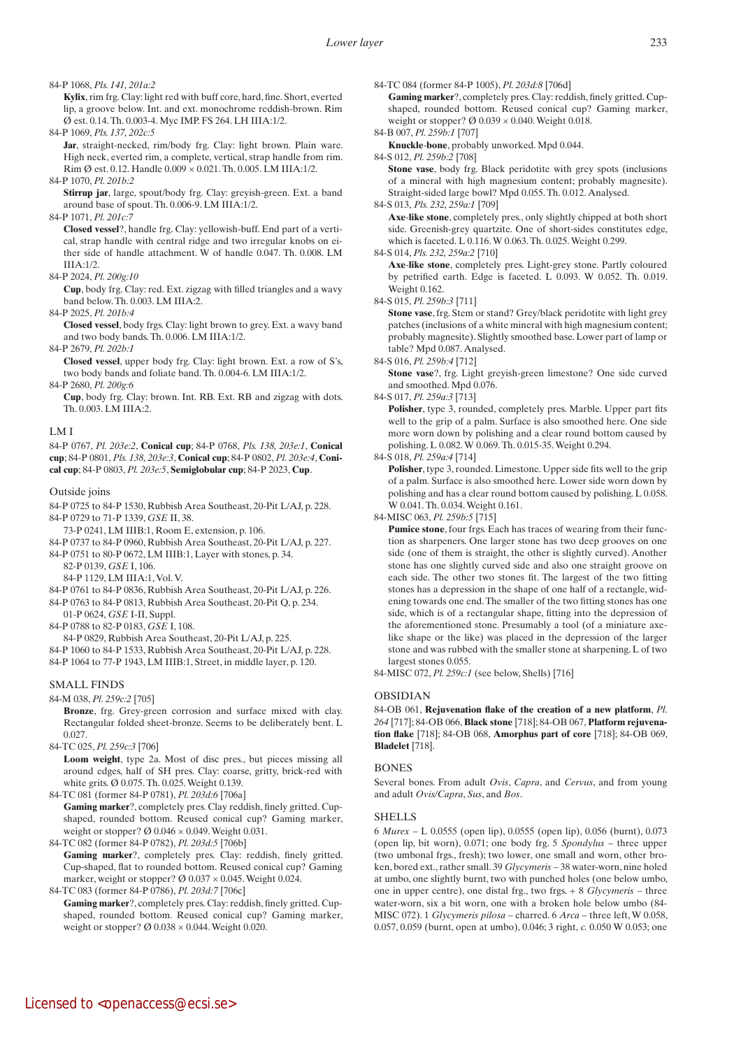84-P 1068, *Pls. 141, 201a:2*

**Kylix**, rim frg. Clay: light red with buff core, hard, fine. Short, everted lip, a groove below. Int. and ext. monochrome reddish-brown. Rim Ø est. 0.14. Th. 0.003-4. Myc IMP. FS 264. LH IIIA:1/2.

84-P 1069, *Pls. 137, 202c:5*

**Jar**, straight-necked, rim/body frg. Clay: light brown. Plain ware. High neck, everted rim, a complete, vertical, strap handle from rim. Rim Ø est. 0.12. Handle 0.009 × 0.021. Th. 0.005. LM IIIA:1/2.

84-P 1070, *Pl. 201b:2*

**Stirrup jar**, large, spout/body frg. Clay: greyish-green. Ext. a band around base of spout. Th. 0.006-9. LM IIIA:1/2.

84-P 1071, *Pl. 201c:7*

**Closed vessel**?, handle frg. Clay: yellowish-buff. End part of a vertical, strap handle with central ridge and two irregular knobs on either side of handle attachment. W of handle 0.047. Th. 0.008. LM IIIA:1/2.

84-P 2024, *Pl. 200g:10*

**Cup**, body frg. Clay: red. Ext. zigzag with filled triangles and a wavy band below. Th. 0.003. LM IIIA:2.

84-P 2025, *Pl. 201b:4*

**Closed vessel**, body frgs. Clay: light brown to grey. Ext. a wavy band and two body bands. Th. 0.006. LM IIIA:1/2.

84-P 2679, *Pl. 202b:1*

**Closed vessel**, upper body frg. Clay: light brown. Ext. a row of S's, two body bands and foliate band. Th. 0.004-6. LM IIIA:1/2.

84-P 2680, *Pl. 200g:6*

**Cup**, body frg. Clay: brown. Int. RB. Ext. RB and zigzag with dots. Th. 0.003. LM IIIA:2.

### LM I

84-P 0767, *Pl. 203e:2*, **Conical cup**; 84-P 0768, *Pls. 138, 203e:1*, **Conical cup**; 84-P 0801, *Pls. 138, 203e:3*, **Conical cup**; 84-P 0802, *Pl. 203e:4*, **Conical cup**; 84-P 0803, *Pl. 203e:5*, **Semiglobular cup**; 84-P 2023, **Cup**.

### Outside joins

84-P 0725 to 84-P 1530, Rubbish Area Southeast, 20-Pit L/AJ, p. 228.
84-P 0729 to 71-P 1339, *GSE* II, 38.
73-P 0241, LM IIIB:1, Room E, extension, p. 106.
84-P 0737 to 84-P 0960, Rubbish Area Southeast, 20-Pit L/AJ, p. 227.
84-P 0751 to 80-P 0672, LM IIIB:1, Layer with stones, p. 34.
82-P 0139, *GSE* I, 106.
84-P 1129, LM IIIA:1, Vol. V.
84-P 0761 to 84-P 0836, Rubbish Area Southeast, 20-Pit L/AJ, p. 226.
84-P 0763 to 84-P 0813, Rubbish Area Southeast, 20-Pit Q, p. 234.
01-P 0624, *GSE* I-II, Suppl.
84-P 0788 to 82-P 0183, *GSE* I, 108.
84-P 0829, Rubbish Area Southeast, 20-Pit L/AJ, p. 225.
84-P 1060 to 84-P 1533, Rubbish Area Southeast, 20-Pit L/AJ, p. 228.
84-P 1064 to 77-P 1943, LM IIIB:1, Street, in middle layer, p. 120.

## SMALL FINDS

84-M 038, *Pl. 259c:2* [705]

**Bronze**, frg. Grey-green corrosion and surface mixed with clay. Rectangular folded sheet-bronze. Seems to be deliberately bent. L 0.027.

84-TC 025, *Pl. 259c:3* [706]

**Loom weight**, type 2a. Most of disc pres., but pieces missing all around edges, half of SH pres. Clay: coarse, gritty, brick-red with white grits. Ø 0.075. Th. 0.025. Weight 0.139.

84-TC 081 (former 84-P 0781), *Pl. 203d:6* [706a]

**Gaming marker**?, completely pres. Clay reddish, finely gritted. Cup-shaped, rounded bottom. Reused conical cup? Gaming marker, weight or stopper? Ø 0.046 × 0.049. Weight 0.031.

84-TC 082 (former 84-P 0782), *Pl. 203d:5* [706b]

**Gaming marker**?, completely pres. Clay: reddish, finely gritted. Cup-shaped, flat to rounded bottom. Reused conical cup? Gaming marker, weight or stopper? Ø 0.037 × 0.045. Weight 0.024.

84-TC 083 (former 84-P 0786), *Pl. 203d:7* [706c]

**Gaming marker**?, completely pres. Clay: reddish, finely gritted. Cup-shaped, rounded bottom. Reused conical cup? Gaming marker, weight or stopper? Ø 0.038 × 0.044. Weight 0.020.

84-TC 084 (former 84-P 1005), *Pl. 203d:8* [706d]

**Gaming marker**?, completely pres. Clay: reddish, finely gritted. Cup-shaped, rounded bottom. Reused conical cup? Gaming marker, weight or stopper? Ø 0.039 × 0.040. Weight 0.018.

84-B 007, *Pl. 259b:1* [707]

**Knuckle-bone**, probably unworked. Mpd 0.044.

84-S 012, *Pl. 259b:2* [708]

**Stone vase**, body frg. Black peridotite with grey spots (inclusions of a mineral with high magnesium content; probably magnesite). Straight-sided large bowl? Mpd 0.055. Th. 0.012. Analysed.

84-S 013, *Pls. 232, 259a:1* [709]

**Axe-like stone**, completely pres., only slightly chipped at both short side. Greenish-grey quartzite. One of short-sides constitutes edge, which is faceted. L 0.116. W 0.063. Th. 0.025. Weight 0.299.

84-S 014, *Pls. 232, 259a:2* [710]

**Axe-like stone**, completely pres. Light-grey stone. Partly coloured by petrified earth. Edge is faceted. L 0.093. W 0.052. Th. 0.019. Weight 0.162.

84-S 015, *Pl. 259b:3* [711]

**Stone vase**, frg. Stem or stand? Grey/black peridotite with light grey patches (inclusions of a white mineral with high magnesium content; probably magnesite). Slightly smoothed base. Lower part of lamp or table? Mpd 0.087. Analysed.

84-S 016, *Pl. 259b:4* [712]

**Stone vase**?, frg. Light greyish-green limestone? One side curved and smoothed. Mpd 0.076.

84-S 017, *Pl. 259a:3* [713]

**Polisher**, type 3, rounded, completely pres. Marble. Upper part fits well to the grip of a palm. Surface is also smoothed here. One side more worn down by polishing and a clear round bottom caused by polishing. L 0.082. W 0.069. Th. 0.015-35. Weight 0.294.

84-S 018, *Pl. 259a:4* [714]

**Polisher**, type 3, rounded. Limestone. Upper side fits well to the grip of a palm. Surface is also smoothed here. Lower side worn down by polishing and has a clear round bottom caused by polishing. L 0.058. W 0.041. Th. 0.034. Weight 0.161.

84-MISC 063, *Pl. 259b:5* [715]

**Pumice stone**, four frgs. Each has traces of wearing from their function as sharpeners. One larger stone has two deep grooves on one side (one of them is straight, the other is slightly curved). Another stone has one slightly curved side and also one straight groove on each side. The other two stones fit. The largest of the two fitting stones has a depression in the shape of one half of a rectangle, widening towards one end. The smaller of the two fitting stones has one side, which is of a rectangular shape, fitting into the depression of the aforementioned stone. Presumably a tool (of a miniature axe-like shape or the like) was placed in the depression of the larger stone and was rubbed with the smaller stone at sharpening. L of two largest stones 0.055.

84-MISC 072, *Pl. 259c:1* (see below, Shells) [716]

## OBSIDIAN

84-OB 061, **Rejuvenation flake of the creation of a new platform**, *Pl. 264* [717]; 84-OB 066, **Black stone** [718]; 84-OB 067, **Platform rejuvenation flake** [718]; 84-OB 068, **Amorphus part of core** [718]; 84-OB 069, **Bladelet** [718].

## BONES

Several bones. From adult *Ovis*, *Capra*, and *Cervus*, and from young and adult *Ovis/Capra*, *Sus*, and *Bos*.

## SHELLS

6 *Murex* – L 0.0555 (open lip), 0.0555 (open lip), 0.056 (burnt), 0.073 (open lip, bit worn), 0.071; one body frg. 5 *Spondylus* – three upper (two umbonal frgs., fresh); two lower, one small and worn, other broken, bored ext., rather small. 39 *Glycymeris* – 38 water-worn, nine holed at umbo, one slightly burnt, two with punched holes (one below umbo, one in upper centre), one distal frg., two frgs. + 8 *Glycymeris* – three water-worn, six a bit worn, one with a broken hole below umbo (84-MISC 072). 1 *Glycymeris pilosa* – charred. 6 *Arca* – three left, W 0.058, 0.057, 0.059 (burnt, open at umbo), 0.046; 3 right, *c.* 0.050 W 0.053; one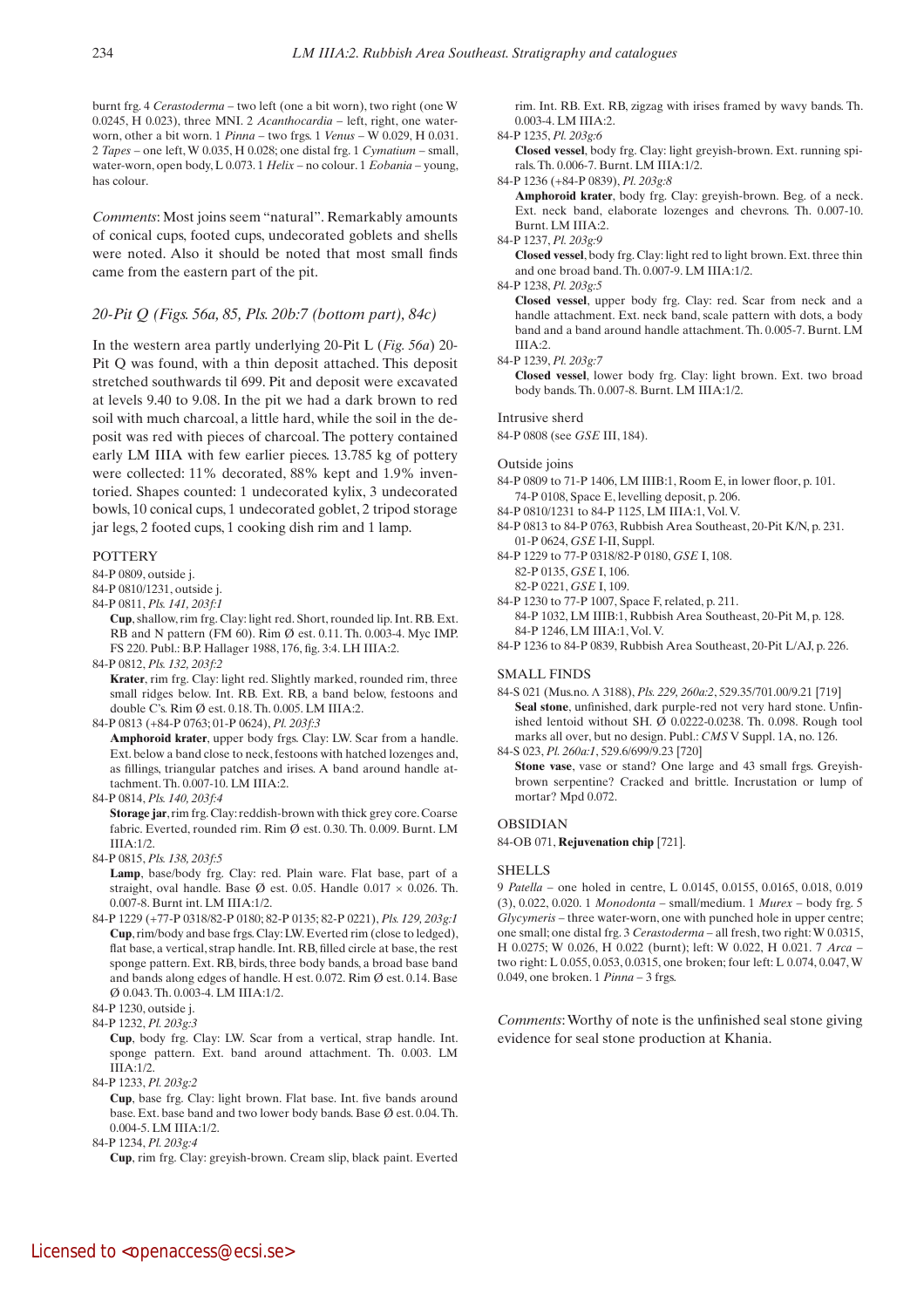burnt frg. 4 *Cerastoderma* – two left (one a bit worn), two right (one W 0.0245, H 0.023), three MNI. 2 *Acanthocardia* – left, right, one water-worn, other a bit worn. 1 *Pinna* – two frgs. 1 *Venus* – W 0.029, H 0.031. 2 *Tapes* – one left, W 0.035, H 0.028; one distal frg. 1 *Cymatium* – small, water-worn, open body, L 0.073. 1 *Helix* – no colour. 1 *Eobania* – young, has colour.

*Comments*: Most joins seem "natural". Remarkably amounts of conical cups, footed cups, undecorated goblets and shells were noted. Also it should be noted that most small finds came from the eastern part of the pit.

### *20-Pit Q (Figs. 56a, 85, Pls. 20b:7 (bottom part), 84c)*

In the western area partly underlying 20-Pit L (*Fig. 56a*) 20-Pit Q was found, with a thin deposit attached. This deposit stretched southwards til 699. Pit and deposit were excavated at levels 9.40 to 9.08. In the pit we had a dark brown to red soil with much charcoal, a little hard, while the soil in the deposit was red with pieces of charcoal. The pottery contained early LM IIIA with few earlier pieces. 13.785 kg of pottery were collected: 11% decorated, 88% kept and 1.9% inventoried. Shapes counted: 1 undecorated kylix, 3 undecorated bowls, 10 conical cups, 1 undecorated goblet, 2 tripod storage jar legs, 2 footed cups, 1 cooking dish rim and 1 lamp.

#### POTTERY

84-P 0809, outside j.

84-P 0810/1231, outside j.

84-P 0811, *Pls. 141, 203f:1*
**Cup**, shallow, rim frg. Clay: light red. Short, rounded lip. Int. RB. Ext. RB and N pattern (FM 60). Rim Ø est. 0.11. Th. 0.003-4. Myc IMP. FS 220. Publ.: B.P. Hallager 1988, 176, fig. 3:4. LH IIIA:2.

84-P 0812, *Pls. 132, 203f:2*
**Krater**, rim frg. Clay: light red. Slightly marked, rounded rim, three small ridges below. Int. RB. Ext. RB, a band below, festoons and double C's. Rim Ø est. 0.18. Th. 0.005. LM IIIA:2.

84-P 0813 (+84-P 0763; 01-P 0624), *Pl. 203f:3*
**Amphoroid krater**, upper body frgs. Clay: LW. Scar from a handle. Ext. below a band close to neck, festoons with hatched lozenges and, as fillings, triangular patches and irises. A band around handle attachment. Th. 0.007-10. LM IIIA:2.

84-P 0814, *Pls. 140, 203f:4*
**Storage jar**, rim frg. Clay: reddish-brown with thick grey core. Coarse fabric. Everted, rounded rim. Rim Ø est. 0.30. Th. 0.009. Burnt. LM IIIA:1/2.

84-P 0815, *Pls. 138, 203f:5*
**Lamp**, base/body frg. Clay: red. Plain ware. Flat base, part of a straight, oval handle. Base Ø est. 0.05. Handle 0.017 × 0.026. Th. 0.007-8. Burnt int. LM IIIA:1/2.

84-P 1229 (+77-P 0318/82-P 0180; 82-P 0135; 82-P 0221), *Pls. 129, 203g:1*
**Cup**, rim/body and base frgs. Clay: LW. Everted rim (close to ledged), flat base, a vertical, strap handle. Int. RB, filled circle at base, the rest sponge pattern. Ext. RB, birds, three body bands, a broad base band and bands along edges of handle. H est. 0.072. Rim Ø est. 0.14. Base Ø 0.043. Th. 0.003-4. LM IIIA:1/2.

84-P 1230, outside j.

84-P 1232, *Pl. 203g:3*
**Cup**, body frg. Clay: LW. Scar from a vertical, strap handle. Int. sponge pattern. Ext. band around attachment. Th. 0.003. LM IIIA:1/2.

84-P 1233, *Pl. 203g:2*
**Cup**, base frg. Clay: light brown. Flat base. Int. five bands around base. Ext. base band and two lower body bands. Base Ø est. 0.04. Th. 0.004-5. LM IIIA:1/2.

84-P 1234, *Pl. 203g:4*
**Cup**, rim frg. Clay: greyish-brown. Cream slip, black paint. Everted rim. Int. RB. Ext. RB, zigzag with irises framed by wavy bands. Th. 0.003-4. LM IIIA:2.

84-P 1235, *Pl. 203g:6*
**Closed vessel**, body frg. Clay: light greyish-brown. Ext. running spirals. Th. 0.006-7. Burnt. LM IIIA:1/2.

84-P 1236 (+84-P 0839), *Pl. 203g:8*
**Amphoroid krater**, body frg. Clay: greyish-brown. Beg. of a neck. Ext. neck band, elaborate lozenges and chevrons. Th. 0.007-10. Burnt. LM IIIA:2.

84-P 1237, *Pl. 203g:9*
**Closed vessel**, body frg. Clay: light red to light brown. Ext. three thin and one broad band. Th. 0.007-9. LM IIIA:1/2.

84-P 1238, *Pl. 203g:5*
**Closed vessel**, upper body frg. Clay: red. Scar from neck and a handle attachment. Ext. neck band, scale pattern with dots, a body band and a band around handle attachment. Th. 0.005-7. Burnt. LM IIIA:2.

84-P 1239, *Pl. 203g:7*
**Closed vessel**, lower body frg. Clay: light brown. Ext. two broad body bands. Th. 0.007-8. Burnt. LM IIIA:1/2.

Intrusive sherd

84-P 0808 (see *GSE* III, 184).

Outside joins

84-P 0809 to 71-P 1406, LM IIIB:1, Room E, in lower floor, p. 101.
74-P 0108, Space E, levelling deposit, p. 206.
84-P 0810/1231 to 84-P 1125, LM IIIA:1, Vol. V.
84-P 0813 to 84-P 0763, Rubbish Area Southeast, 20-Pit K/N, p. 231.
01-P 0624, *GSE* I-II, Suppl.
84-P 1229 to 77-P 0318/82-P 0180, *GSE* I, 108.
82-P 0135, *GSE* I, 106.
82-P 0221, *GSE* I, 109.
84-P 1230 to 77-P 1007, Space F, related, p. 211.
84-P 1032, LM IIIB:1, Rubbish Area Southeast, 20-Pit M, p. 128.
84-P 1246, LM IIIA:1, Vol. V.
84-P 1236 to 84-P 0839, Rubbish Area Southeast, 20-Pit L/AJ, p. 226.

#### SMALL FINDS

84-S 021 (Mus.no. Λ 3188), *Pls. 229, 260a:2*, 529.35/701.00/9.21 [719]
**Seal stone**, unfinished, dark purple-red not very hard stone. Unfinished lentoid without SH. Ø 0.0222-0.0238. Th. 0.098. Rough tool marks all over, but no design. Publ.: *CMS* V Suppl. 1A, no. 126.

84-S 023, *Pl. 260a:1*, 529.6/699/9.23 [720]
**Stone vase**, vase or stand? One large and 43 small frgs. Greyish-brown serpentine? Cracked and brittle. Incrustation or lump of mortar? Mpd 0.072.

#### OBSIDIAN

84-OB 071, **Rejuvenation chip** [721].

#### SHELLS

9 *Patella* – one holed in centre, L 0.0145, 0.0155, 0.0165, 0.018, 0.019 (3), 0.022, 0.020. 1 *Monodonta* – small/medium. 1 *Murex* – body frg. 5 *Glycymeris* – three water-worn, one with punched hole in upper centre; one small; one distal frg. 3 *Cerastoderma* – all fresh, two right: W 0.0315, H 0.0275; W 0.026, H 0.022 (burnt); left: W 0.022, H 0.021. 7 *Arca* – two right: L 0.055, 0.053, 0.0315, one broken; four left: L 0.074, 0.047, W 0.049, one broken. 1 *Pinna* – 3 frgs.

*Comments*: Worthy of note is the unfinished seal stone giving evidence for seal stone production at Khania.